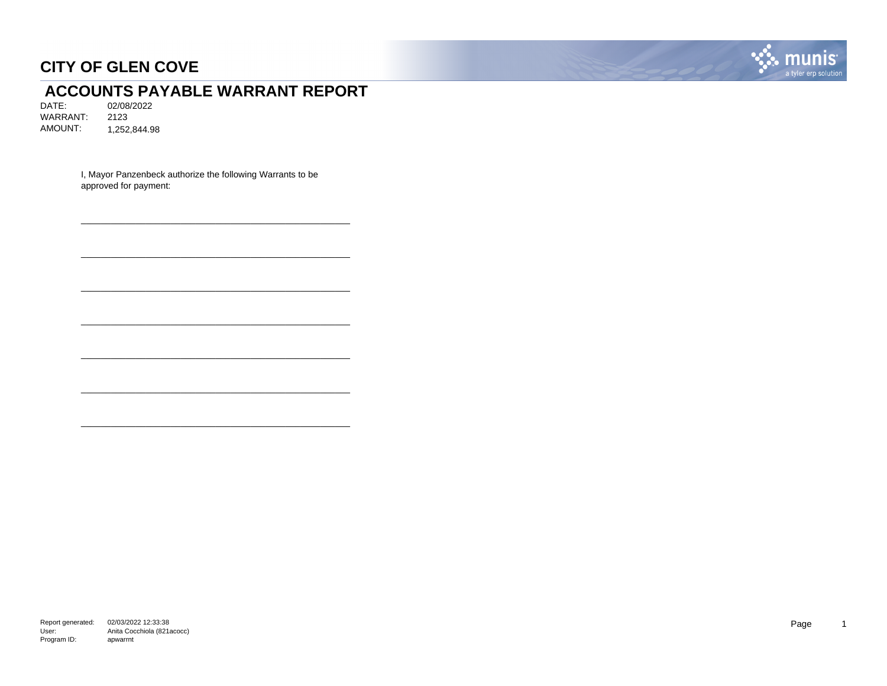# CITY OF GLEN COVE

## ACCOUNTS PAYABLE WARRANT REPORT

DATE: 02/08/2022
WARRANT: 2123
AMOUNT: 1,252,844.98

I, Mayor Panzenbeck authorize the following Warrants to be approved for payment:

\_\_\_\_\_\_\_\_\_\_\_\_\_\_\_\_\_\_\_\_\_\_\_\_\_\_\_\_\_\_\_\_\_\_\_\_\_\_\_\_\_\_\_\_

\_\_\_\_\_\_\_\_\_\_\_\_\_\_\_\_\_\_\_\_\_\_\_\_\_\_\_\_\_\_\_\_\_\_\_\_\_\_\_\_\_\_\_\_

\_\_\_\_\_\_\_\_\_\_\_\_\_\_\_\_\_\_\_\_\_\_\_\_\_\_\_\_\_\_\_\_\_\_\_\_\_\_\_\_\_\_\_\_

\_\_\_\_\_\_\_\_\_\_\_\_\_\_\_\_\_\_\_\_\_\_\_\_\_\_\_\_\_\_\_\_\_\_\_\_\_\_\_\_\_\_\_\_

\_\_\_\_\_\_\_\_\_\_\_\_\_\_\_\_\_\_\_\_\_\_\_\_\_\_\_\_\_\_\_\_\_\_\_\_\_\_\_\_\_\_\_\_

\_\_\_\_\_\_\_\_\_\_\_\_\_\_\_\_\_\_\_\_\_\_\_\_\_\_\_\_\_\_\_\_\_\_\_\_\_\_\_\_\_\_\_\_

\_\_\_\_\_\_\_\_\_\_\_\_\_\_\_\_\_\_\_\_\_\_\_\_\_\_\_\_\_\_\_\_\_\_\_\_\_\_\_\_\_\_\_\_

Report generated: 02/03/2022 12:33:38
User: Anita Cocchiola (821acocc)
Program ID: apwarrnt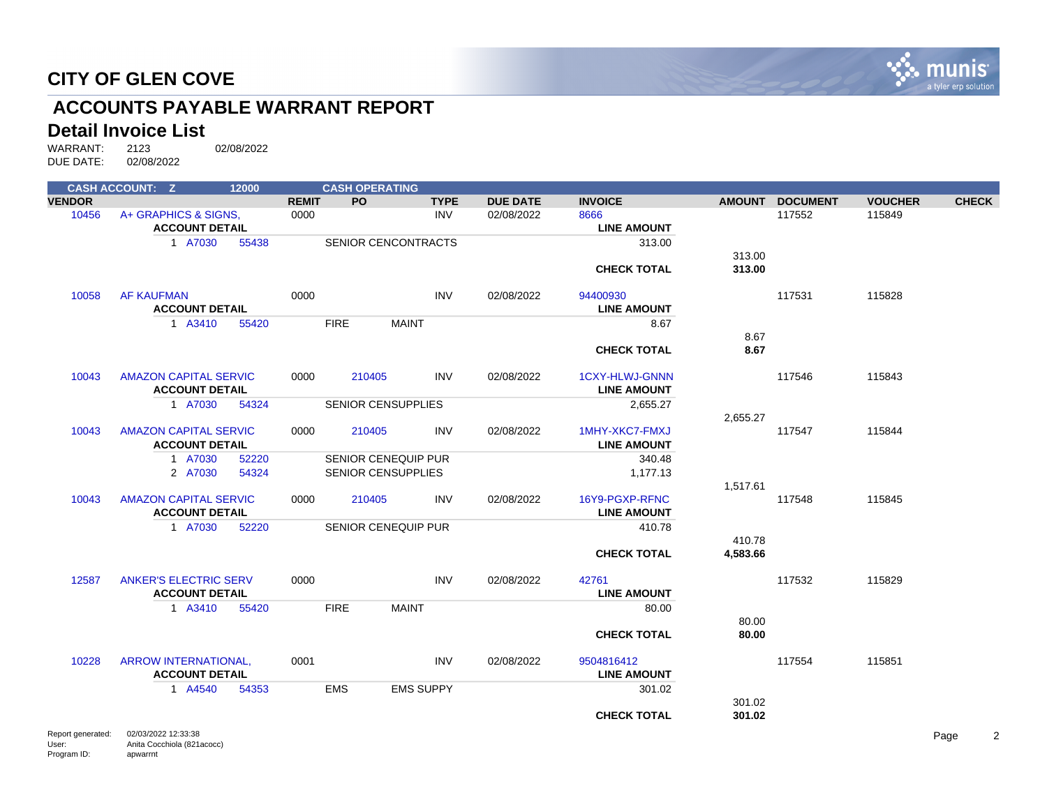# CITY OF GLEN COVE

## ACCOUNTS PAYABLE WARRANT REPORT

### Detail Invoice List

WARRANT: 2123 02/08/2022
DUE DATE: 02/08/2022

CASH ACCOUNT: Z 12000 CASH OPERATING

| VENDOR | | REMIT | PO | TYPE | DUE DATE | INVOICE | AMOUNT | DOCUMENT | VOUCHER | CHECK |
|---|---|---|---|---|---|---|---|---|---|---|
| 10456 | A+ GRAPHICS & SIGNS, | 0000 | | INV | 02/08/2022 | 8666 | | 117552 | 115849 | |
| | ACCOUNT DETAIL | | | | | LINE AMOUNT | | | | |
| | 1 A7030 55438 | | SENIOR CENCONTRACTS | | | 313.00 | | | | |
| | | | | | | | 313.00 | | | |
| | | | | | | CHECK TOTAL | **313.00** | | | |
| 10058 | AF KAUFMAN | 0000 | | INV | 02/08/2022 | 94400930 | | 117531 | 115828 | |
| | ACCOUNT DETAIL | | | | | LINE AMOUNT | | | | |
| | 1 A3410 55420 | | FIRE MAINT | | | 8.67 | | | | |
| | | | | | | | 8.67 | | | |
| | | | | | | CHECK TOTAL | **8.67** | | | |
| 10043 | AMAZON CAPITAL SERVIC | 0000 | 210405 | INV | 02/08/2022 | 1CXY-HLWJ-GNNN | | 117546 | 115843 | |
| | ACCOUNT DETAIL | | | | | LINE AMOUNT | | | | |
| | 1 A7030 54324 | | SENIOR CENSUPPLIES | | | 2,655.27 | | | | |
| | | | | | | | 2,655.27 | | | |
| 10043 | AMAZON CAPITAL SERVIC | 0000 | 210405 | INV | 02/08/2022 | 1MHY-XKC7-FMXJ | | 117547 | 115844 | |
| | ACCOUNT DETAIL | | | | | LINE AMOUNT | | | | |
| | 1 A7030 52220 | | SENIOR CENEQUIP PUR | | | 340.48 | | | | |
| | 2 A7030 54324 | | SENIOR CENSUPPLIES | | | 1,177.13 | | | | |
| | | | | | | | 1,517.61 | | | |
| 10043 | AMAZON CAPITAL SERVIC | 0000 | 210405 | INV | 02/08/2022 | 16Y9-PGXP-RFNC | | 117548 | 115845 | |
| | ACCOUNT DETAIL | | | | | LINE AMOUNT | | | | |
| | 1 A7030 52220 | | SENIOR CENEQUIP PUR | | | 410.78 | | | | |
| | | | | | | | 410.78 | | | |
| | | | | | | CHECK TOTAL | **4,583.66** | | | |
| 12587 | ANKER'S ELECTRIC SERV | 0000 | | INV | 02/08/2022 | 42761 | | 117532 | 115829 | |
| | ACCOUNT DETAIL | | | | | LINE AMOUNT | | | | |
| | 1 A3410 55420 | | FIRE MAINT | | | 80.00 | | | | |
| | | | | | | | 80.00 | | | |
| | | | | | | CHECK TOTAL | **80.00** | | | |
| 10228 | ARROW INTERNATIONAL, | 0001 | | INV | 02/08/2022 | 9504816412 | | 117554 | 115851 | |
| | ACCOUNT DETAIL | | | | | LINE AMOUNT | | | | |
| | 1 A4540 54353 | | EMS EMS SUPPY | | | 301.02 | | | | |
| | | | | | | | 301.02 | | | |
| | | | | | | CHECK TOTAL | **301.02** | | | |

Report generated: 02/03/2022 12:33:38
User: Anita Cocchiola (821acocc)
Program ID: apwarrnt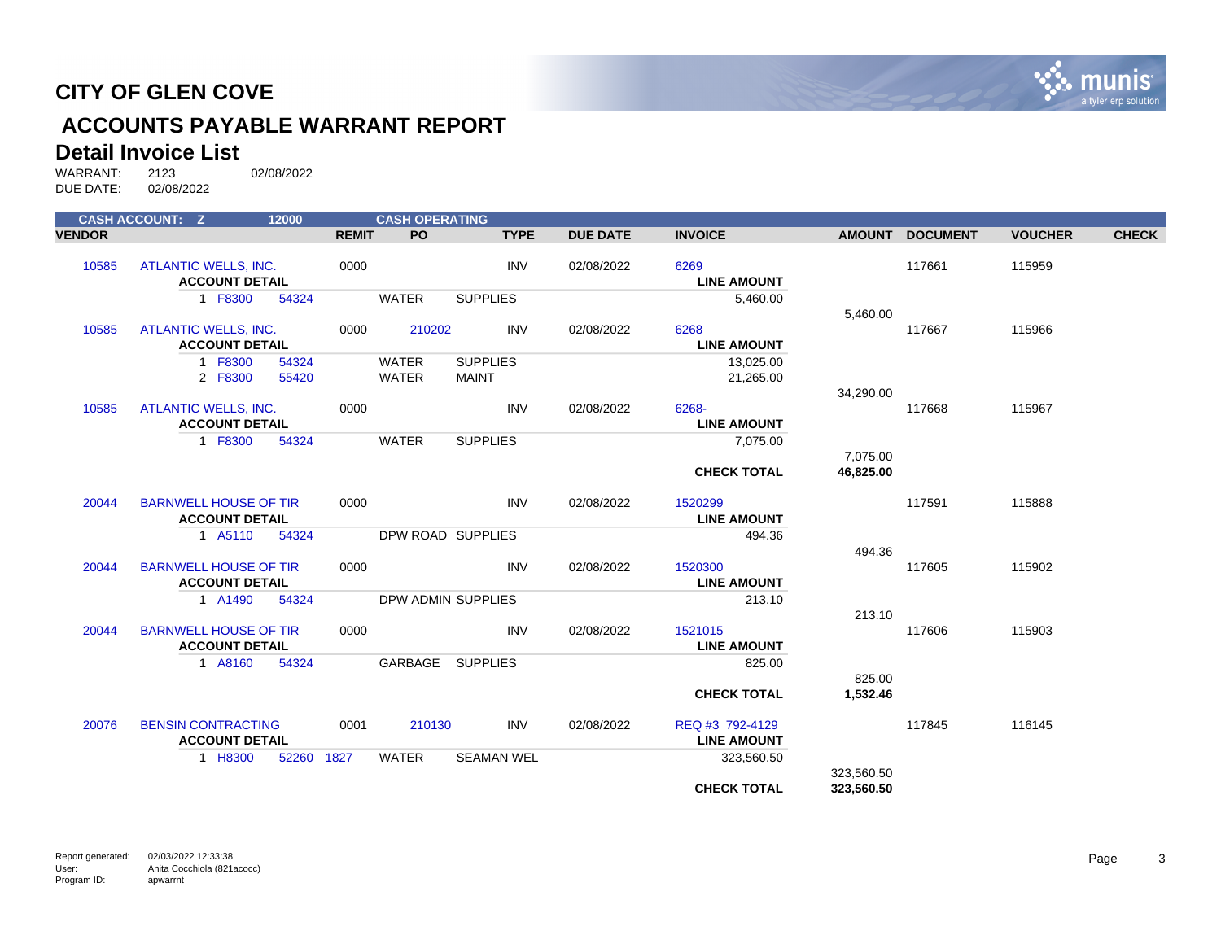# CITY OF GLEN COVE

## ACCOUNTS PAYABLE WARRANT REPORT

### Detail Invoice List

WARRANT: 2123 02/08/2022
DUE DATE: 02/08/2022

| CASH ACCOUNT: Z | | 12000 | | CASH OPERATING | | | | | | | | | |
|---|---|---|---|---|---|---|---|---|---|---|---|---|---|
| **VENDOR** | | | **REMIT** | **PO** | **TYPE** | **DUE DATE** | **INVOICE** | | **AMOUNT** | **DOCUMENT** | **VOUCHER** | **CHECK** |
| 10585 | ATLANTIC WELLS, INC. | | 0000 | | INV | 02/08/2022 | 6269 | | | 117661 | 115959 | |
| | **ACCOUNT DETAIL** | | | | | | **LINE AMOUNT** | | | | | |
| | 1 F8300 | 54324 | | WATER | SUPPLIES | | 5,460.00 | | | | | |
| | | | | | | | | | 5,460.00 | | | |
| 10585 | ATLANTIC WELLS, INC. | | 0000 | 210202 | INV | 02/08/2022 | 6268 | | | 117667 | 115966 | |
| | **ACCOUNT DETAIL** | | | | | | **LINE AMOUNT** | | | | | |
| | 1 F8300 | 54324 | | WATER | SUPPLIES | | 13,025.00 | | | | | |
| | 2 F8300 | 55420 | | WATER | MAINT | | 21,265.00 | | | | | |
| | | | | | | | | | 34,290.00 | | | |
| 10585 | ATLANTIC WELLS, INC. | | 0000 | | INV | 02/08/2022 | 6268- | | | 117668 | 115967 | |
| | **ACCOUNT DETAIL** | | | | | | **LINE AMOUNT** | | | | | |
| | 1 F8300 | 54324 | | WATER | SUPPLIES | | 7,075.00 | | | | | |
| | | | | | | | | | 7,075.00 | | | |
| | | | | | | | **CHECK TOTAL** | | **46,825.00** | | | |
| 20044 | BARNWELL HOUSE OF TIR | | 0000 | | INV | 02/08/2022 | 1520299 | | | 117591 | 115888 | |
| | **ACCOUNT DETAIL** | | | | | | **LINE AMOUNT** | | | | | |
| | 1 A5110 | 54324 | | DPW ROAD | SUPPLIES | | 494.36 | | | | | |
| | | | | | | | | | 494.36 | | | |
| 20044 | BARNWELL HOUSE OF TIR | | 0000 | | INV | 02/08/2022 | 1520300 | | | 117605 | 115902 | |
| | **ACCOUNT DETAIL** | | | | | | **LINE AMOUNT** | | | | | |
| | 1 A1490 | 54324 | | DPW ADMIN | SUPPLIES | | 213.10 | | | | | |
| | | | | | | | | | 213.10 | | | |
| 20044 | BARNWELL HOUSE OF TIR | | 0000 | | INV | 02/08/2022 | 1521015 | | | 117606 | 115903 | |
| | **ACCOUNT DETAIL** | | | | | | **LINE AMOUNT** | | | | | |
| | 1 A8160 | 54324 | | GARBAGE | SUPPLIES | | 825.00 | | | | | |
| | | | | | | | | | 825.00 | | | |
| | | | | | | | **CHECK TOTAL** | | **1,532.46** | | | |
| 20076 | BENSIN CONTRACTING | | 0001 | 210130 | INV | 02/08/2022 | REQ #3 792-4129 | | | 117845 | 116145 | |
| | **ACCOUNT DETAIL** | | | | | | **LINE AMOUNT** | | | | | |
| | 1 H8300 | 52260 | 1827 | WATER | SEAMAN WEL | | 323,560.50 | | | | | |
| | | | | | | | | | 323,560.50 | | | |
| | | | | | | | **CHECK TOTAL** | | **323,560.50** | | | |

Report generated: 02/03/2022 12:33:38
User: Anita Cocchiola (821acocc)
Program ID: apwarrnt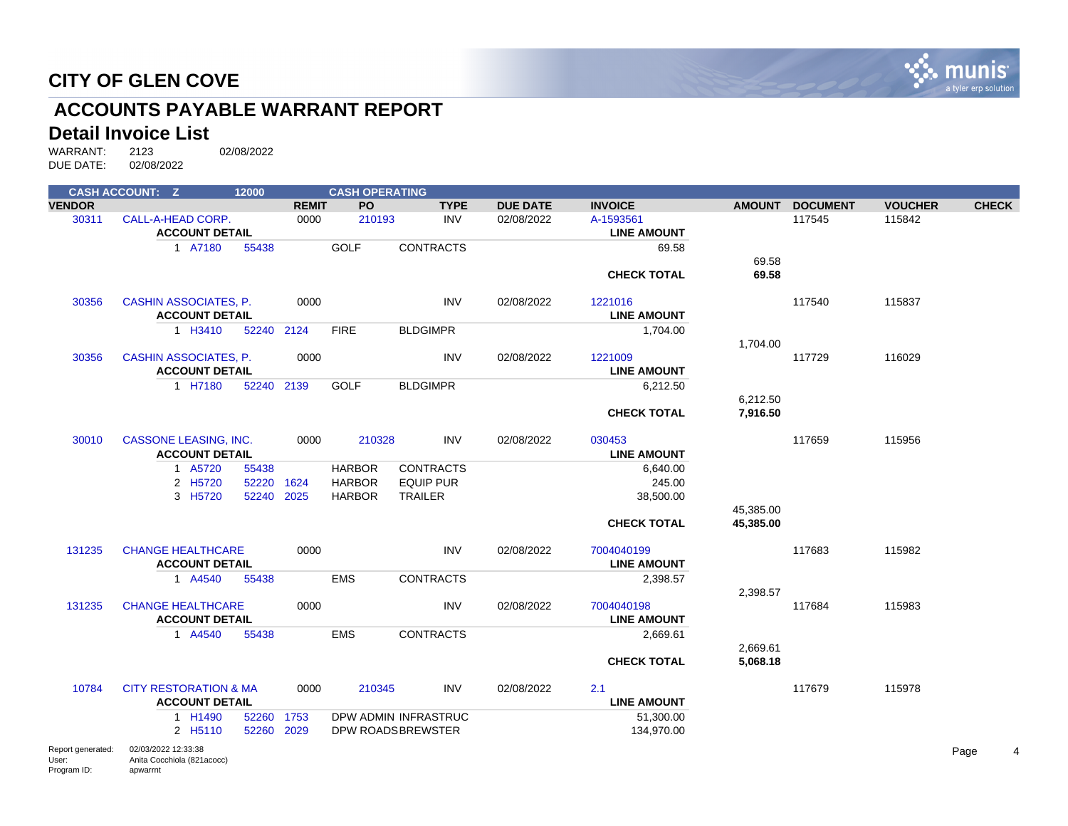# CITY OF GLEN COVE

## ACCOUNTS PAYABLE WARRANT REPORT

### Detail Invoice List

WARRANT: 2123 02/08/2022
DUE DATE: 02/08/2022

CASH ACCOUNT: Z 12000 CASH OPERATING

| VENDOR | | REMIT | PO | TYPE | DUE DATE | INVOICE | AMOUNT | DOCUMENT | VOUCHER | CHECK |
|---|---|---|---|---|---|---|---|---|---|---|
| 30311 | CALL-A-HEAD CORP. | 0000 | 210193 | INV | 02/08/2022 | A-1593561 | | 117545 | 115842 | |
| | **ACCOUNT DETAIL** | | | | | **LINE AMOUNT** | | | | |
| | 1 A7180 55438 | | GOLF | CONTRACTS | | 69.58 | | | | |
| | | | | | | | 69.58 | | | |
| | | | | | | **CHECK TOTAL** | **69.58** | | | |
| 30356 | CASHIN ASSOCIATES, P. | 0000 | | INV | 02/08/2022 | 1221016 | | 117540 | 115837 | |
| | **ACCOUNT DETAIL** | | | | | **LINE AMOUNT** | | | | |
| | 1 H3410 52240 2124 | | FIRE | BLDGIMPR | | 1,704.00 | | | | |
| | | | | | | | 1,704.00 | | | |
| 30356 | CASHIN ASSOCIATES, P. | 0000 | | INV | 02/08/2022 | 1221009 | | 117729 | 116029 | |
| | **ACCOUNT DETAIL** | | | | | **LINE AMOUNT** | | | | |
| | 1 H7180 52240 2139 | | GOLF | BLDGIMPR | | 6,212.50 | | | | |
| | | | | | | | 6,212.50 | | | |
| | | | | | | **CHECK TOTAL** | **7,916.50** | | | |
| 30010 | CASSONE LEASING, INC. | 0000 | 210328 | INV | 02/08/2022 | 030453 | | 117659 | 115956 | |
| | **ACCOUNT DETAIL** | | | | | **LINE AMOUNT** | | | | |
| | 1 A5720 55438 | | HARBOR | CONTRACTS | | 6,640.00 | | | | |
| | 2 H5720 52220 1624 | | HARBOR | EQUIP PUR | | 245.00 | | | | |
| | 3 H5720 52240 2025 | | HARBOR | TRAILER | | 38,500.00 | | | | |
| | | | | | | | 45,385.00 | | | |
| | | | | | | **CHECK TOTAL** | **45,385.00** | | | |
| 131235 | CHANGE HEALTHCARE | 0000 | | INV | 02/08/2022 | 7004040199 | | 117683 | 115982 | |
| | **ACCOUNT DETAIL** | | | | | **LINE AMOUNT** | | | | |
| | 1 A4540 55438 | | EMS | CONTRACTS | | 2,398.57 | | | | |
| | | | | | | | 2,398.57 | | | |
| 131235 | CHANGE HEALTHCARE | 0000 | | INV | 02/08/2022 | 7004040198 | | 117684 | 115983 | |
| | **ACCOUNT DETAIL** | | | | | **LINE AMOUNT** | | | | |
| | 1 A4540 55438 | | EMS | CONTRACTS | | 2,669.61 | | | | |
| | | | | | | | 2,669.61 | | | |
| | | | | | | **CHECK TOTAL** | **5,068.18** | | | |
| 10784 | CITY RESTORATION & MA | 0000 | 210345 | INV | 02/08/2022 | 2.1 | | 117679 | 115978 | |
| | **ACCOUNT DETAIL** | | | | | **LINE AMOUNT** | | | | |
| | 1 H1490 52260 1753 | | DPW ADMIN | INFRASTRUC | | 51,300.00 | | | | |
| | 2 H5110 52260 2029 | | DPW ROADS | BREWSTER | | 134,970.00 | | | | |

Report generated: 02/03/2022 12:33:38
User: Anita Cocchiola (821acocc)
Program ID: apwarrnt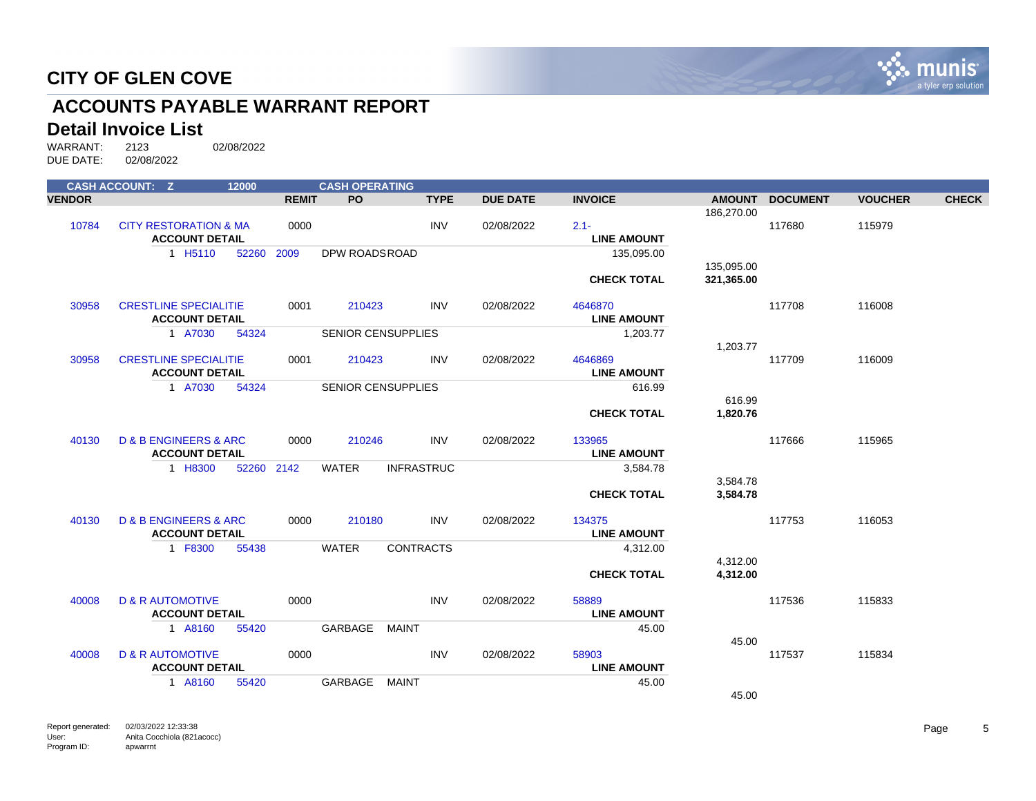# CITY OF GLEN COVE

## ACCOUNTS PAYABLE WARRANT REPORT

### Detail Invoice List

WARRANT: 2123 02/08/2022
DUE DATE: 02/08/2022

| VENDOR | | REMIT | PO | TYPE | DUE DATE | INVOICE | AMOUNT | DOCUMENT | VOUCHER | CHECK |
|---|---|---|---|---|---|---|---|---|---|---|
| CASH ACCOUNT: Z | 12000 | | CASH OPERATING | | | | | | | |
| | | | | | | | 186,270.00 | | | |
| 10784 | CITY RESTORATION & MA | 0000 | | INV | 02/08/2022 | 2.1- | | 117680 | 115979 | |
| | ACCOUNT DETAIL | | | | | LINE AMOUNT | | | | |
| | 1 H5110 52260 | 2009 | DPW ROADS ROAD | | | 135,095.00 | | | | |
| | | | | | | | 135,095.00 | | | |
| | | | | | | CHECK TOTAL | 321,365.00 | | | |
| 30958 | CRESTLINE SPECIALITIE | 0001 | 210423 | INV | 02/08/2022 | 4646870 | | 117708 | 116008 | |
| | ACCOUNT DETAIL | | | | | LINE AMOUNT | | | | |
| | 1 A7030 54324 | | SENIOR CEN SUPPLIES | | | 1,203.77 | | | | |
| | | | | | | | 1,203.77 | | | |
| 30958 | CRESTLINE SPECIALITIE | 0001 | 210423 | INV | 02/08/2022 | 4646869 | | 117709 | 116009 | |
| | ACCOUNT DETAIL | | | | | LINE AMOUNT | | | | |
| | 1 A7030 54324 | | SENIOR CEN SUPPLIES | | | 616.99 | | | | |
| | | | | | | | 616.99 | | | |
| | | | | | | CHECK TOTAL | 1,820.76 | | | |
| 40130 | D & B ENGINEERS & ARC | 0000 | 210246 | INV | 02/08/2022 | 133965 | | 117666 | 115965 | |
| | ACCOUNT DETAIL | | | | | LINE AMOUNT | | | | |
| | 1 H8300 52260 | 2142 | WATER INFRASTRUC | | | 3,584.78 | | | | |
| | | | | | | | 3,584.78 | | | |
| | | | | | | CHECK TOTAL | 3,584.78 | | | |
| 40130 | D & B ENGINEERS & ARC | 0000 | 210180 | INV | 02/08/2022 | 134375 | | 117753 | 116053 | |
| | ACCOUNT DETAIL | | | | | LINE AMOUNT | | | | |
| | 1 F8300 55438 | | WATER CONTRACTS | | | 4,312.00 | | | | |
| | | | | | | | 4,312.00 | | | |
| | | | | | | CHECK TOTAL | 4,312.00 | | | |
| 40008 | D & R AUTOMOTIVE | 0000 | | INV | 02/08/2022 | 58889 | | 117536 | 115833 | |
| | ACCOUNT DETAIL | | | | | LINE AMOUNT | | | | |
| | 1 A8160 55420 | | GARBAGE MAINT | | | 45.00 | | | | |
| | | | | | | | 45.00 | | | |
| 40008 | D & R AUTOMOTIVE | 0000 | | INV | 02/08/2022 | 58903 | | 117537 | 115834 | |
| | ACCOUNT DETAIL | | | | | LINE AMOUNT | | | | |
| | 1 A8160 55420 | | GARBAGE MAINT | | | 45.00 | | | | |
| | | | | | | | 45.00 | | | |

Report generated: 02/03/2022 12:33:38
User: Anita Cocchiola (821acocc)
Program ID: apwarrnt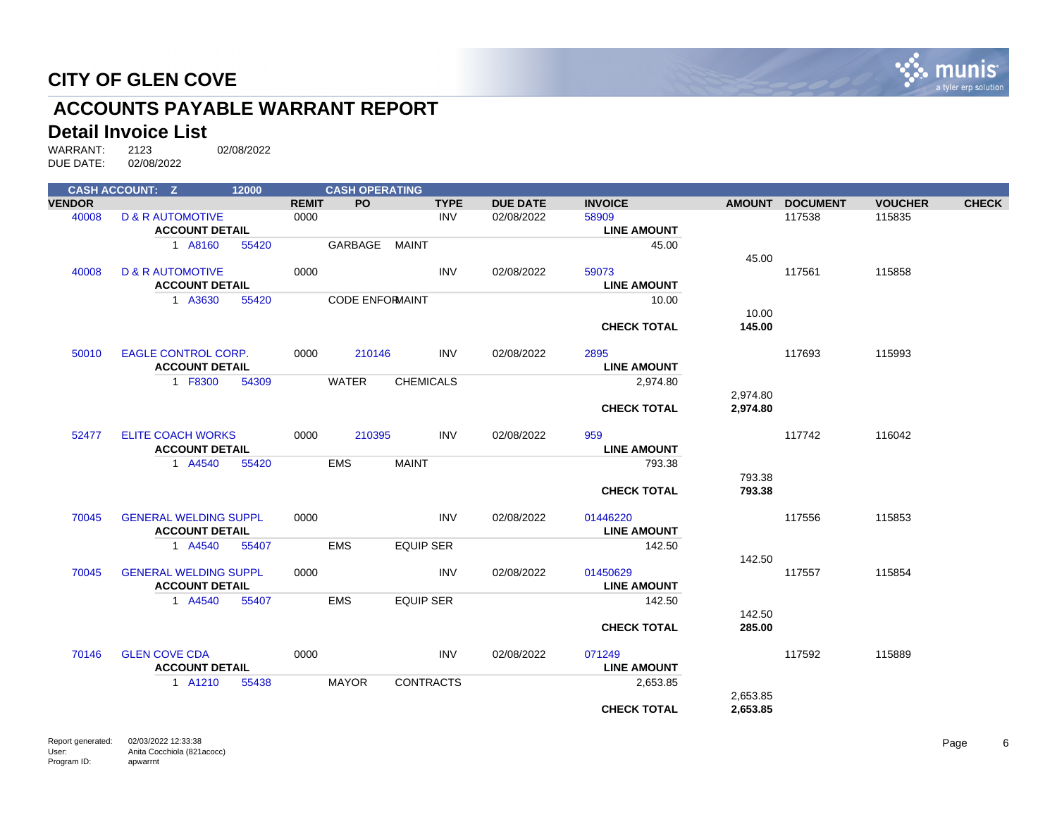# CITY OF GLEN COVE

## ACCOUNTS PAYABLE WARRANT REPORT

### Detail Invoice List

WARRANT: 2123 02/08/2022
DUE DATE: 02/08/2022

| CASH ACCOUNT: Z | | 12000 | | CASH OPERATING | | | | | | | | |
|---|---|---|---|---|---|---|---|---|---|---|---|---|
| **VENDOR** | | | **REMIT** | **PO** | **TYPE** | **DUE DATE** | **INVOICE** | | **AMOUNT** | **DOCUMENT** | **VOUCHER** | **CHECK** |
| 40008 | D & R AUTOMOTIVE | | 0000 | | INV | 02/08/2022 | 58909 | | | 117538 | 115835 | |
| | **ACCOUNT DETAIL** | | | | | | | **LINE AMOUNT** | | | | |
| | 1 A8160 | 55420 | | GARBAGE | MAINT | | | 45.00 | | | | |
| | | | | | | | | | 45.00 | | | |
| 40008 | D & R AUTOMOTIVE | | 0000 | | INV | 02/08/2022 | 59073 | | | 117561 | 115858 | |
| | **ACCOUNT DETAIL** | | | | | | | **LINE AMOUNT** | | | | |
| | 1 A3630 | 55420 | | CODE ENFOR | MAINT | | | 10.00 | | | | |
| | | | | | | | | | 10.00 | | | |
| | | | | | | | | **CHECK TOTAL** | **145.00** | | | |
| 50010 | EAGLE CONTROL CORP. | | 0000 | 210146 | INV | 02/08/2022 | 2895 | | | 117693 | 115993 | |
| | **ACCOUNT DETAIL** | | | | | | | **LINE AMOUNT** | | | | |
| | 1 F8300 | 54309 | | WATER | CHEMICALS | | | 2,974.80 | | | | |
| | | | | | | | | | 2,974.80 | | | |
| | | | | | | | | **CHECK TOTAL** | **2,974.80** | | | |
| 52477 | ELITE COACH WORKS | | 0000 | 210395 | INV | 02/08/2022 | 959 | | | 117742 | 116042 | |
| | **ACCOUNT DETAIL** | | | | | | | **LINE AMOUNT** | | | | |
| | 1 A4540 | 55420 | | EMS | MAINT | | | 793.38 | | | | |
| | | | | | | | | | 793.38 | | | |
| | | | | | | | | **CHECK TOTAL** | **793.38** | | | |
| 70045 | GENERAL WELDING SUPPL | | 0000 | | INV | 02/08/2022 | 01446220 | | | 117556 | 115853 | |
| | **ACCOUNT DETAIL** | | | | | | | **LINE AMOUNT** | | | | |
| | 1 A4540 | 55407 | | EMS | EQUIP SER | | | 142.50 | | | | |
| | | | | | | | | | 142.50 | | | |
| 70045 | GENERAL WELDING SUPPL | | 0000 | | INV | 02/08/2022 | 01450629 | | | 117557 | 115854 | |
| | **ACCOUNT DETAIL** | | | | | | | **LINE AMOUNT** | | | | |
| | 1 A4540 | 55407 | | EMS | EQUIP SER | | | 142.50 | | | | |
| | | | | | | | | | 142.50 | | | |
| | | | | | | | | **CHECK TOTAL** | **285.00** | | | |
| 70146 | GLEN COVE CDA | | 0000 | | INV | 02/08/2022 | 071249 | | | 117592 | 115889 | |
| | **ACCOUNT DETAIL** | | | | | | | **LINE AMOUNT** | | | | |
| | 1 A1210 | 55438 | | MAYOR | CONTRACTS | | | 2,653.85 | | | | |
| | | | | | | | | | 2,653.85 | | | |
| | | | | | | | | **CHECK TOTAL** | **2,653.85** | | | |

Report generated: 02/03/2022 12:33:38
User: Anita Cocchiola (821acocc)
Program ID: apwarrnt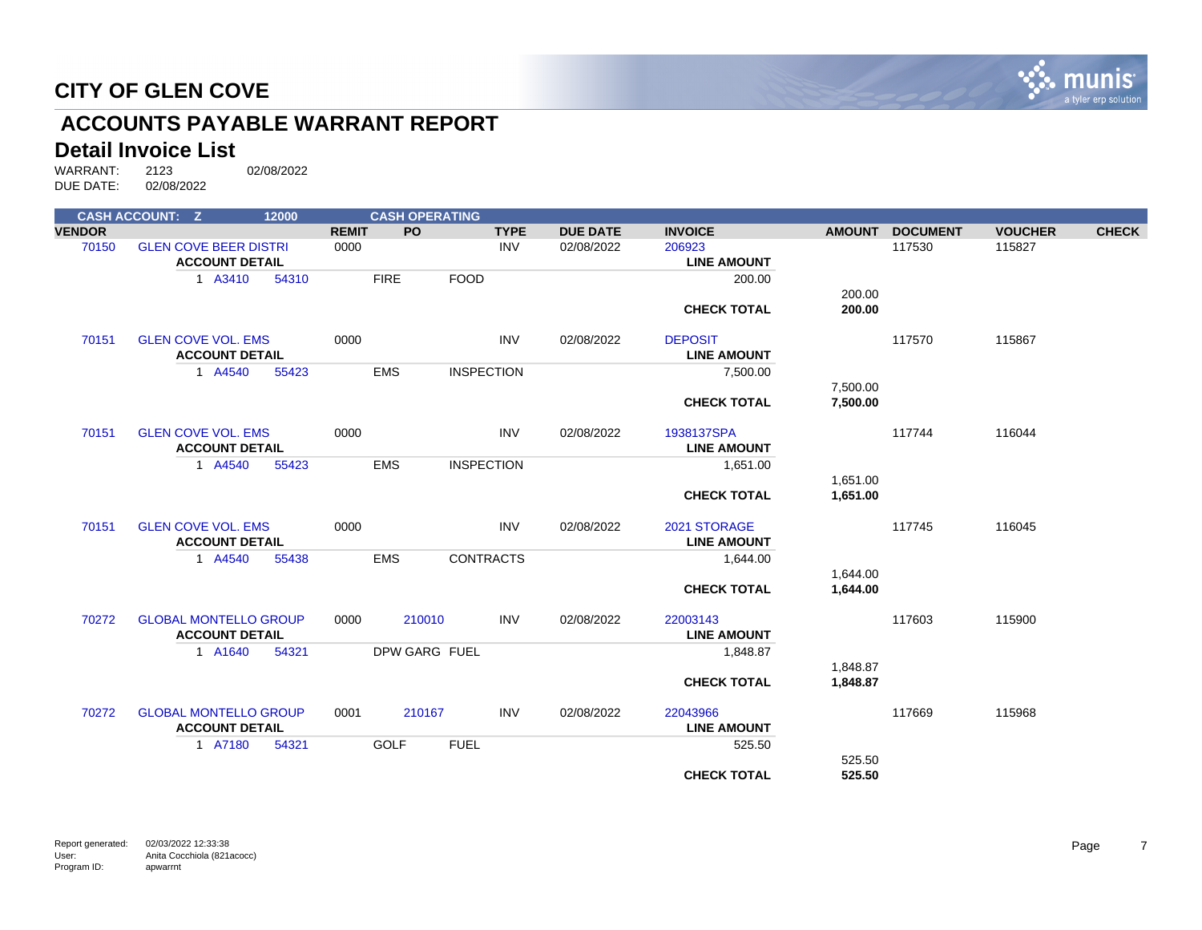# CITY OF GLEN COVE

## ACCOUNTS PAYABLE WARRANT REPORT

### Detail Invoice List

WARRANT: 2123 02/08/2022
DUE DATE: 02/08/2022

**CASH ACCOUNT: Z 12000 CASH OPERATING**

| VENDOR | | REMIT | PO | TYPE | DUE DATE | INVOICE | AMOUNT | DOCUMENT | VOUCHER | CHECK |
|---|---|---|---|---|---|---|---|---|---|---|
| 70150 | GLEN COVE BEER DISTRI | 0000 | | INV | 02/08/2022 | 206923 | | 117530 | 115827 | |
| | **ACCOUNT DETAIL** | | | | | **LINE AMOUNT** | | | | |
| | 1 A3410 54310 | | FIRE | FOOD | | 200.00 | | | | |
| | | | | | | | 200.00 | | | |
| | | | | | | **CHECK TOTAL** | **200.00** | | | |
| 70151 | GLEN COVE VOL. EMS | 0000 | | INV | 02/08/2022 | DEPOSIT | | 117570 | 115867 | |
| | **ACCOUNT DETAIL** | | | | | **LINE AMOUNT** | | | | |
| | 1 A4540 55423 | | EMS | INSPECTION | | 7,500.00 | | | | |
| | | | | | | | 7,500.00 | | | |
| | | | | | | **CHECK TOTAL** | **7,500.00** | | | |
| 70151 | GLEN COVE VOL. EMS | 0000 | | INV | 02/08/2022 | 1938137SPA | | 117744 | 116044 | |
| | **ACCOUNT DETAIL** | | | | | **LINE AMOUNT** | | | | |
| | 1 A4540 55423 | | EMS | INSPECTION | | 1,651.00 | | | | |
| | | | | | | | 1,651.00 | | | |
| | | | | | | **CHECK TOTAL** | **1,651.00** | | | |
| 70151 | GLEN COVE VOL. EMS | 0000 | | INV | 02/08/2022 | 2021 STORAGE | | 117745 | 116045 | |
| | **ACCOUNT DETAIL** | | | | | **LINE AMOUNT** | | | | |
| | 1 A4540 55438 | | EMS | CONTRACTS | | 1,644.00 | | | | |
| | | | | | | | 1,644.00 | | | |
| | | | | | | **CHECK TOTAL** | **1,644.00** | | | |
| 70272 | GLOBAL MONTELLO GROUP | 0000 | 210010 | INV | 02/08/2022 | 22003143 | | 117603 | 115900 | |
| | **ACCOUNT DETAIL** | | | | | **LINE AMOUNT** | | | | |
| | 1 A1640 54321 | | DPW GARG | FUEL | | 1,848.87 | | | | |
| | | | | | | | 1,848.87 | | | |
| | | | | | | **CHECK TOTAL** | **1,848.87** | | | |
| 70272 | GLOBAL MONTELLO GROUP | 0001 | 210167 | INV | 02/08/2022 | 22043966 | | 117669 | 115968 | |
| | **ACCOUNT DETAIL** | | | | | **LINE AMOUNT** | | | | |
| | 1 A7180 54321 | | GOLF | FUEL | | 525.50 | | | | |
| | | | | | | | 525.50 | | | |
| | | | | | | **CHECK TOTAL** | **525.50** | | | |

Report generated: 02/03/2022 12:33:38
User: Anita Cocchiola (821acocc)
Program ID: apwarrnt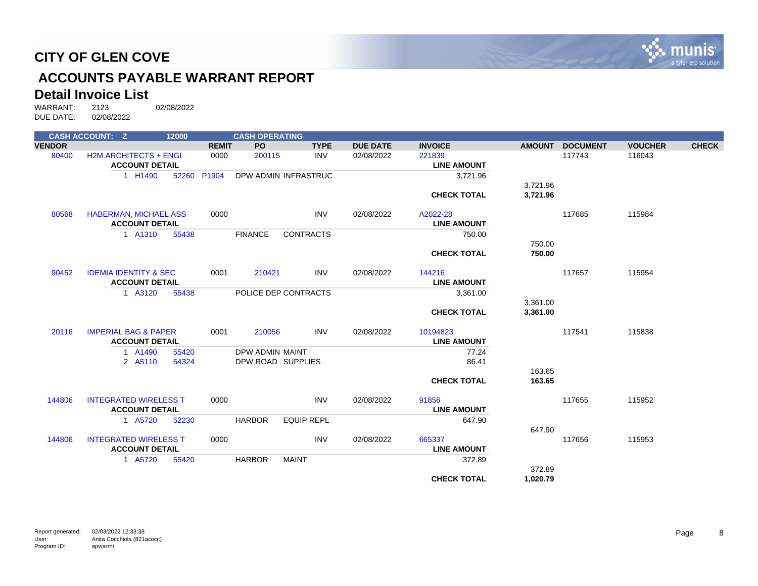# CITY OF GLEN COVE

## ACCOUNTS PAYABLE WARRANT REPORT

### Detail Invoice List

WARRANT: 2123 02/08/2022
DUE DATE: 02/08/2022

| CASH ACCOUNT: Z | | 12000 | | CASH OPERATING | | | | | | | | |
|---|---|---|---|---|---|---|---|---|---|---|---|---|
| **VENDOR** | | | **REMIT** | **PO** | **TYPE** | **DUE DATE** | **INVOICE** | | **AMOUNT** | **DOCUMENT** | **VOUCHER** | **CHECK** |
| 80400 | H2M ARCHITECTS + ENGI | | 0000 | 200115 | INV | 02/08/2022 | 221839 | | | 117743 | 116043 | |
| | **ACCOUNT DETAIL** | | | | | | **LINE AMOUNT** | | | | | |
| | 1 H1490 | 52260 | P1904 | DPW ADMIN INFRASTRUC | | | 3,721.96 | | | | | |
| | | | | | | | | | 3,721.96 | | | |
| | | | | | | | **CHECK TOTAL** | | **3,721.96** | | | |
| 80568 | HABERMAN, MICHAEL ASS | | 0000 | | INV | 02/08/2022 | A2022-28 | | | 117685 | 115984 | |
| | **ACCOUNT DETAIL** | | | | | | **LINE AMOUNT** | | | | | |
| | 1 A1310 | 55438 | | FINANCE CONTRACTS | | | 750.00 | | | | | |
| | | | | | | | | | 750.00 | | | |
| | | | | | | | **CHECK TOTAL** | | **750.00** | | | |
| 90452 | IDEMIA IDENTITY & SEC | | 0001 | 210421 | INV | 02/08/2022 | 144216 | | | 117657 | 115954 | |
| | **ACCOUNT DETAIL** | | | | | | **LINE AMOUNT** | | | | | |
| | 1 A3120 | 55438 | | POLICE DEP CONTRACTS | | | 3,361.00 | | | | | |
| | | | | | | | | | 3,361.00 | | | |
| | | | | | | | **CHECK TOTAL** | | **3,361.00** | | | |
| 20116 | IMPERIAL BAG & PAPER | | 0001 | 210056 | INV | 02/08/2022 | 10194823 | | | 117541 | 115838 | |
| | **ACCOUNT DETAIL** | | | | | | **LINE AMOUNT** | | | | | |
| | 1 A1490 | 55420 | | DPW ADMIN MAINT | | | 77.24 | | | | | |
| | 2 A5110 | 54324 | | DPW ROAD SUPPLIES | | | 86.41 | | | | | |
| | | | | | | | | | 163.65 | | | |
| | | | | | | | **CHECK TOTAL** | | **163.65** | | | |
| 144806 | INTEGRATED WIRELESS T | | 0000 | | INV | 02/08/2022 | 91856 | | | 117655 | 115952 | |
| | **ACCOUNT DETAIL** | | | | | | **LINE AMOUNT** | | | | | |
| | 1 A5720 | 52230 | | HARBOR EQUIP REPL | | | 647.90 | | | | | |
| | | | | | | | | | 647.90 | | | |
| 144806 | INTEGRATED WIRELESS T | | 0000 | | INV | 02/08/2022 | 665337 | | | 117656 | 115953 | |
| | **ACCOUNT DETAIL** | | | | | | **LINE AMOUNT** | | | | | |
| | 1 A5720 | 55420 | | HARBOR MAINT | | | 372.89 | | | | | |
| | | | | | | | | | 372.89 | | | |
| | | | | | | | **CHECK TOTAL** | | **1,020.79** | | | |

Report generated: 02/03/2022 12:33:38
User: Anita Cocchiola (821acocc)
Program ID: apwarrnt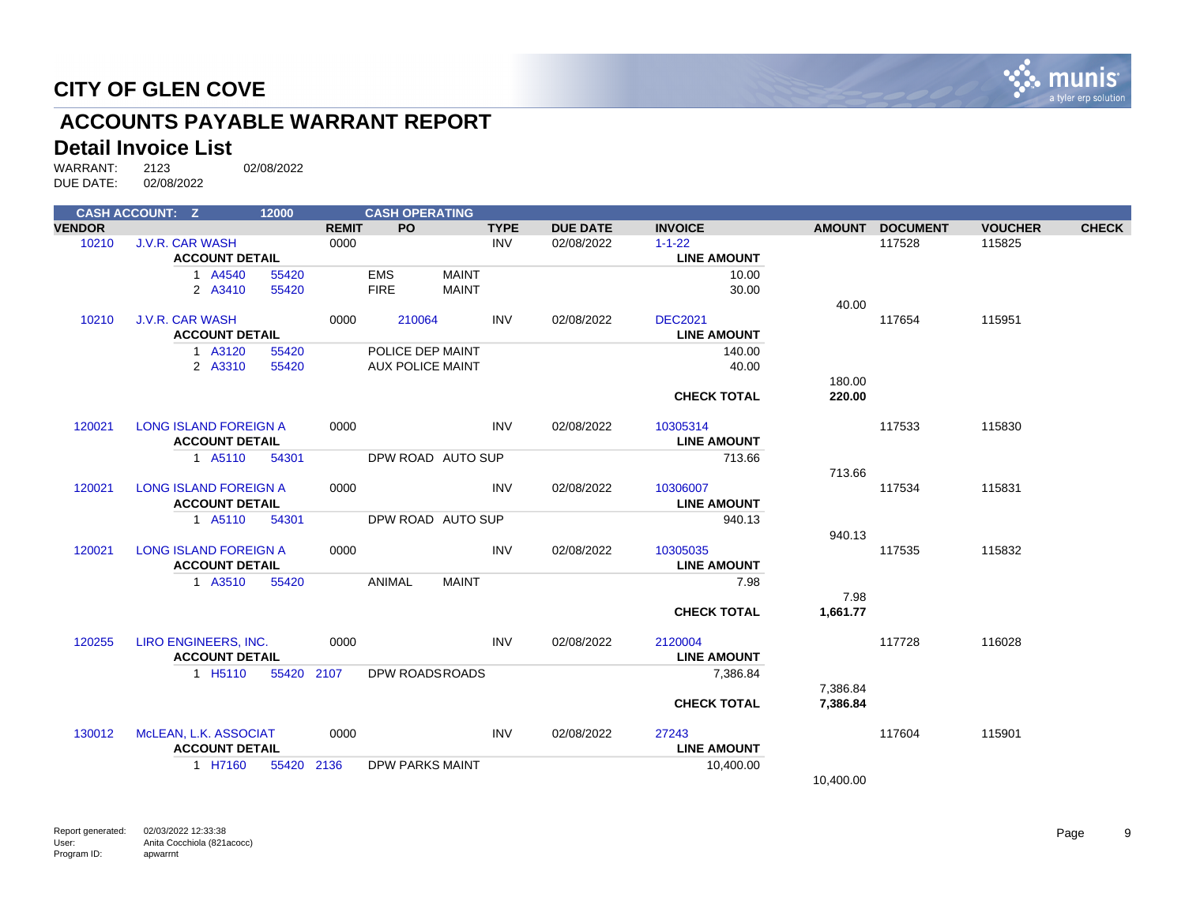# CITY OF GLEN COVE

## ACCOUNTS PAYABLE WARRANT REPORT

## Detail Invoice List

WARRANT: 2123 02/08/2022
DUE DATE: 02/08/2022

CASH ACCOUNT: Z 12000 CASH OPERATING

| VENDOR | | REMIT | PO | TYPE | DUE DATE | INVOICE | AMOUNT | DOCUMENT | VOUCHER | CHECK |
|---|---|---|---|---|---|---|---|---|---|---|
| 10210 | J.V.R. CAR WASH | 0000 | | INV | 02/08/2022 | 1-1-22 | | 117528 | 115825 | |
| | **ACCOUNT DETAIL** | | | | | **LINE AMOUNT** | | | | |
| | 1 A4540 55420 | | EMS MAINT | | | 10.00 | | | | |
| | 2 A3410 55420 | | FIRE MAINT | | | 30.00 | | | | |
| | | | | | | | 40.00 | | | |
| 10210 | J.V.R. CAR WASH | 0000 | 210064 | INV | 02/08/2022 | DEC2021 | | 117654 | 115951 | |
| | **ACCOUNT DETAIL** | | | | | **LINE AMOUNT** | | | | |
| | 1 A3120 55420 | | POLICE DEP MAINT | | | 140.00 | | | | |
| | 2 A3310 55420 | | AUX POLICE MAINT | | | 40.00 | | | | |
| | | | | | | | 180.00 | | | |
| | | | | | | **CHECK TOTAL** | **220.00** | | | |
| 120021 | LONG ISLAND FOREIGN A | 0000 | | INV | 02/08/2022 | 10305314 | | 117533 | 115830 | |
| | **ACCOUNT DETAIL** | | | | | **LINE AMOUNT** | | | | |
| | 1 A5110 54301 | | DPW ROAD AUTO SUP | | | 713.66 | | | | |
| | | | | | | | 713.66 | | | |
| 120021 | LONG ISLAND FOREIGN A | 0000 | | INV | 02/08/2022 | 10306007 | | 117534 | 115831 | |
| | **ACCOUNT DETAIL** | | | | | **LINE AMOUNT** | | | | |
| | 1 A5110 54301 | | DPW ROAD AUTO SUP | | | 940.13 | | | | |
| | | | | | | | 940.13 | | | |
| 120021 | LONG ISLAND FOREIGN A | 0000 | | INV | 02/08/2022 | 10305035 | | 117535 | 115832 | |
| | **ACCOUNT DETAIL** | | | | | **LINE AMOUNT** | | | | |
| | 1 A3510 55420 | | ANIMAL MAINT | | | 7.98 | | | | |
| | | | | | | | 7.98 | | | |
| | | | | | | **CHECK TOTAL** | **1,661.77** | | | |
| 120255 | LIRO ENGINEERS, INC. | 0000 | | INV | 02/08/2022 | 2120004 | | 117728 | 116028 | |
| | **ACCOUNT DETAIL** | | | | | **LINE AMOUNT** | | | | |
| | 1 H5110 55420 2107 | | DPW ROADSROADS | | | 7,386.84 | | | | |
| | | | | | | | 7,386.84 | | | |
| | | | | | | **CHECK TOTAL** | **7,386.84** | | | |
| 130012 | McLEAN, L.K. ASSOCIAT | 0000 | | INV | 02/08/2022 | 27243 | | 117604 | 115901 | |
| | **ACCOUNT DETAIL** | | | | | **LINE AMOUNT** | | | | |
| | 1 H7160 55420 2136 | | DPW PARKS MAINT | | | 10,400.00 | | | | |
| | | | | | | | 10,400.00 | | | |

Report generated: 02/03/2022 12:33:38
User: Anita Cocchiola (821acocc)
Program ID: apwarrnt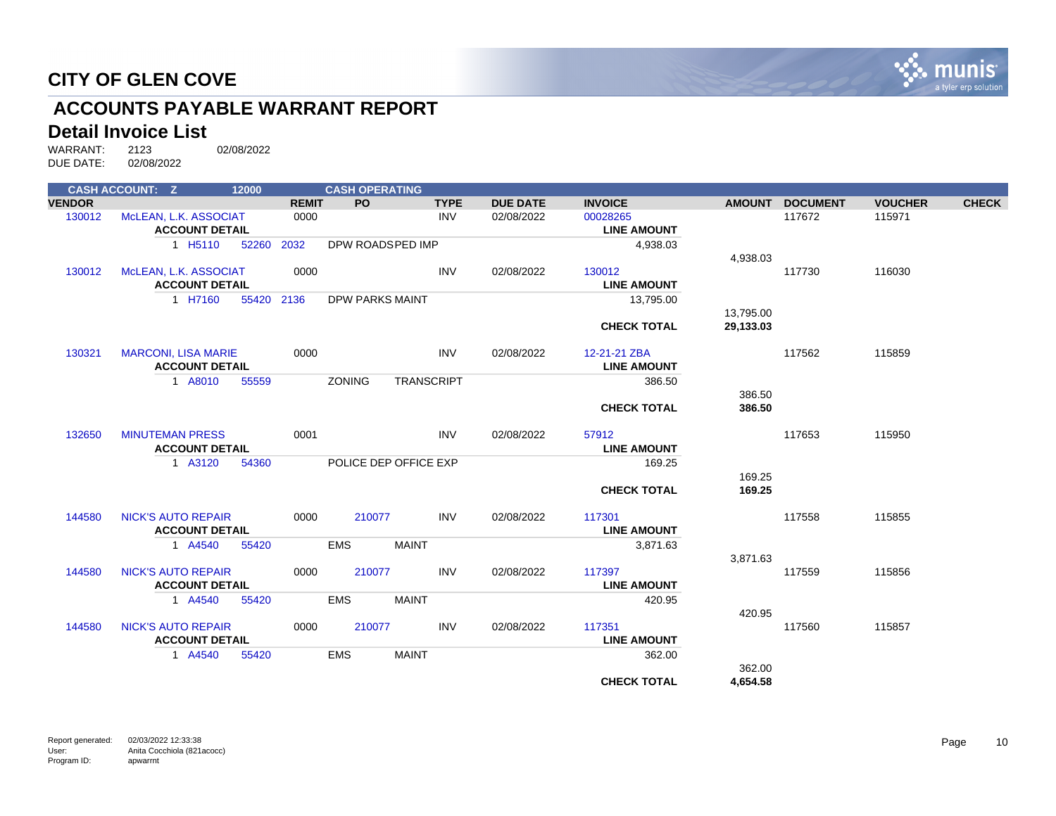# CITY OF GLEN COVE

## ACCOUNTS PAYABLE WARRANT REPORT

### Detail Invoice List

WARRANT: 2123 02/08/2022
DUE DATE: 02/08/2022

CASH ACCOUNT: Z 12000 CASH OPERATING

| VENDOR | | REMIT | PO | TYPE | DUE DATE | INVOICE | AMOUNT | DOCUMENT | VOUCHER | CHECK |
|---|---|---|---|---|---|---|---|---|---|---|
| 130012 | McLEAN, L.K. ASSOCIAT | 0000 | | INV | 02/08/2022 | 00028265 | | 117672 | 115971 | |
| | ACCOUNT DETAIL | | | | | LINE AMOUNT | | | | |
| | 1 H5110 52260 2032 | | DPW ROADSPED IMP | | | 4,938.03 | | | | |
| | | | | | | | 4,938.03 | | | |
| 130012 | McLEAN, L.K. ASSOCIAT | 0000 | | INV | 02/08/2022 | 130012 | | 117730 | 116030 | |
| | ACCOUNT DETAIL | | | | | LINE AMOUNT | | | | |
| | 1 H7160 55420 2136 | | DPW PARKS MAINT | | | 13,795.00 | | | | |
| | | | | | | | 13,795.00 | | | |
| | | | | | | **CHECK TOTAL** | **29,133.03** | | | |
| 130321 | MARCONI, LISA MARIE | 0000 | | INV | 02/08/2022 | 12-21-21 ZBA | | 117562 | 115859 | |
| | ACCOUNT DETAIL | | | | | LINE AMOUNT | | | | |
| | 1 A8010 55559 | | ZONING TRANSCRIPT | | | 386.50 | | | | |
| | | | | | | | 386.50 | | | |
| | | | | | | **CHECK TOTAL** | **386.50** | | | |
| 132650 | MINUTEMAN PRESS | 0001 | | INV | 02/08/2022 | 57912 | | 117653 | 115950 | |
| | ACCOUNT DETAIL | | | | | LINE AMOUNT | | | | |
| | 1 A3120 54360 | | POLICE DEP OFFICE EXP | | | 169.25 | | | | |
| | | | | | | | 169.25 | | | |
| | | | | | | **CHECK TOTAL** | **169.25** | | | |
| 144580 | NICK'S AUTO REPAIR | 0000 | 210077 | INV | 02/08/2022 | 117301 | | 117558 | 115855 | |
| | ACCOUNT DETAIL | | | | | LINE AMOUNT | | | | |
| | 1 A4540 55420 | | EMS MAINT | | | 3,871.63 | | | | |
| | | | | | | | 3,871.63 | | | |
| 144580 | NICK'S AUTO REPAIR | 0000 | 210077 | INV | 02/08/2022 | 117397 | | 117559 | 115856 | |
| | ACCOUNT DETAIL | | | | | LINE AMOUNT | | | | |
| | 1 A4540 55420 | | EMS MAINT | | | 420.95 | | | | |
| | | | | | | | 420.95 | | | |
| 144580 | NICK'S AUTO REPAIR | 0000 | 210077 | INV | 02/08/2022 | 117351 | | 117560 | 115857 | |
| | ACCOUNT DETAIL | | | | | LINE AMOUNT | | | | |
| | 1 A4540 55420 | | EMS MAINT | | | 362.00 | | | | |
| | | | | | | | 362.00 | | | |
| | | | | | | **CHECK TOTAL** | **4,654.58** | | | |

Report generated: 02/03/2022 12:33:38
User: Anita Cocchiola (821acocc)
Program ID: apwarrnt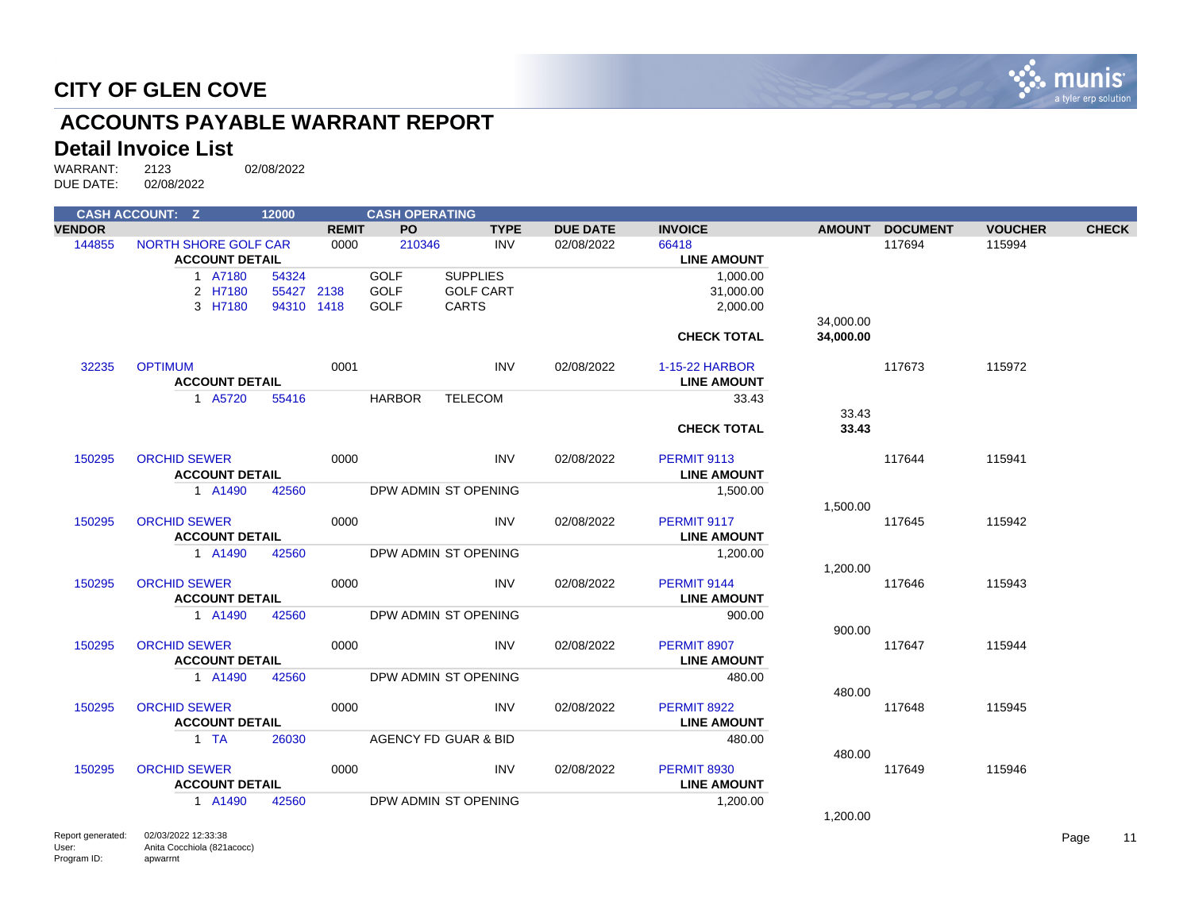# CITY OF GLEN COVE

## ACCOUNTS PAYABLE WARRANT REPORT

### Detail Invoice List

WARRANT: 2123 02/08/2022
DUE DATE: 02/08/2022

**CASH ACCOUNT: Z 12000 CASH OPERATING**

| VENDOR | | REMIT | PO | TYPE | DUE DATE | INVOICE | AMOUNT | DOCUMENT | VOUCHER | CHECK |
|---|---|---|---|---|---|---|---|---|---|---|
| 144855 | NORTH SHORE GOLF CAR | 0000 | 210346 | INV | 02/08/2022 | 66418 | | 117694 | 115994 | |
| | **ACCOUNT DETAIL** | | | | | **LINE AMOUNT** | | | | |
| | 1 A7180 54324 | | GOLF | SUPPLIES | | 1,000.00 | | | | |
| | 2 H7180 55427 2138 | | GOLF | GOLF CART | | 31,000.00 | | | | |
| | 3 H7180 94310 1418 | | GOLF | CARTS | | 2,000.00 | | | | |
| | | | | | | | 34,000.00 | | | |
| | | | | | | **CHECK TOTAL** | **34,000.00** | | | |
| 32235 | OPTIMUM | 0001 | | INV | 02/08/2022 | 1-15-22 HARBOR | | 117673 | 115972 | |
| | **ACCOUNT DETAIL** | | | | | **LINE AMOUNT** | | | | |
| | 1 A5720 55416 | | HARBOR | TELECOM | | 33.43 | | | | |
| | | | | | | | 33.43 | | | |
| | | | | | | **CHECK TOTAL** | **33.43** | | | |
| 150295 | ORCHID SEWER | 0000 | | INV | 02/08/2022 | PERMIT 9113 | | 117644 | 115941 | |
| | **ACCOUNT DETAIL** | | | | | **LINE AMOUNT** | | | | |
| | 1 A1490 42560 | | DPW ADMIN | ST OPENING | | 1,500.00 | | | | |
| | | | | | | | 1,500.00 | | | |
| 150295 | ORCHID SEWER | 0000 | | INV | 02/08/2022 | PERMIT 9117 | | 117645 | 115942 | |
| | **ACCOUNT DETAIL** | | | | | **LINE AMOUNT** | | | | |
| | 1 A1490 42560 | | DPW ADMIN | ST OPENING | | 1,200.00 | | | | |
| | | | | | | | 1,200.00 | | | |
| 150295 | ORCHID SEWER | 0000 | | INV | 02/08/2022 | PERMIT 9144 | | 117646 | 115943 | |
| | **ACCOUNT DETAIL** | | | | | **LINE AMOUNT** | | | | |
| | 1 A1490 42560 | | DPW ADMIN | ST OPENING | | 900.00 | | | | |
| | | | | | | | 900.00 | | | |
| 150295 | ORCHID SEWER | 0000 | | INV | 02/08/2022 | PERMIT 8907 | | 117647 | 115944 | |
| | **ACCOUNT DETAIL** | | | | | **LINE AMOUNT** | | | | |
| | 1 A1490 42560 | | DPW ADMIN | ST OPENING | | 480.00 | | | | |
| | | | | | | | 480.00 | | | |
| 150295 | ORCHID SEWER | 0000 | | INV | 02/08/2022 | PERMIT 8922 | | 117648 | 115945 | |
| | **ACCOUNT DETAIL** | | | | | **LINE AMOUNT** | | | | |
| | 1 TA 26030 | | AGENCY FD | GUAR & BID | | 480.00 | | | | |
| | | | | | | | 480.00 | | | |
| 150295 | ORCHID SEWER | 0000 | | INV | 02/08/2022 | PERMIT 8930 | | 117649 | 115946 | |
| | **ACCOUNT DETAIL** | | | | | **LINE AMOUNT** | | | | |
| | 1 A1490 42560 | | DPW ADMIN | ST OPENING | | 1,200.00 | | | | |
| | | | | | | | 1,200.00 | | | |

Report generated: 02/03/2022 12:33:38
User: Anita Cocchiola (821acocc)
Program ID: apwarrnt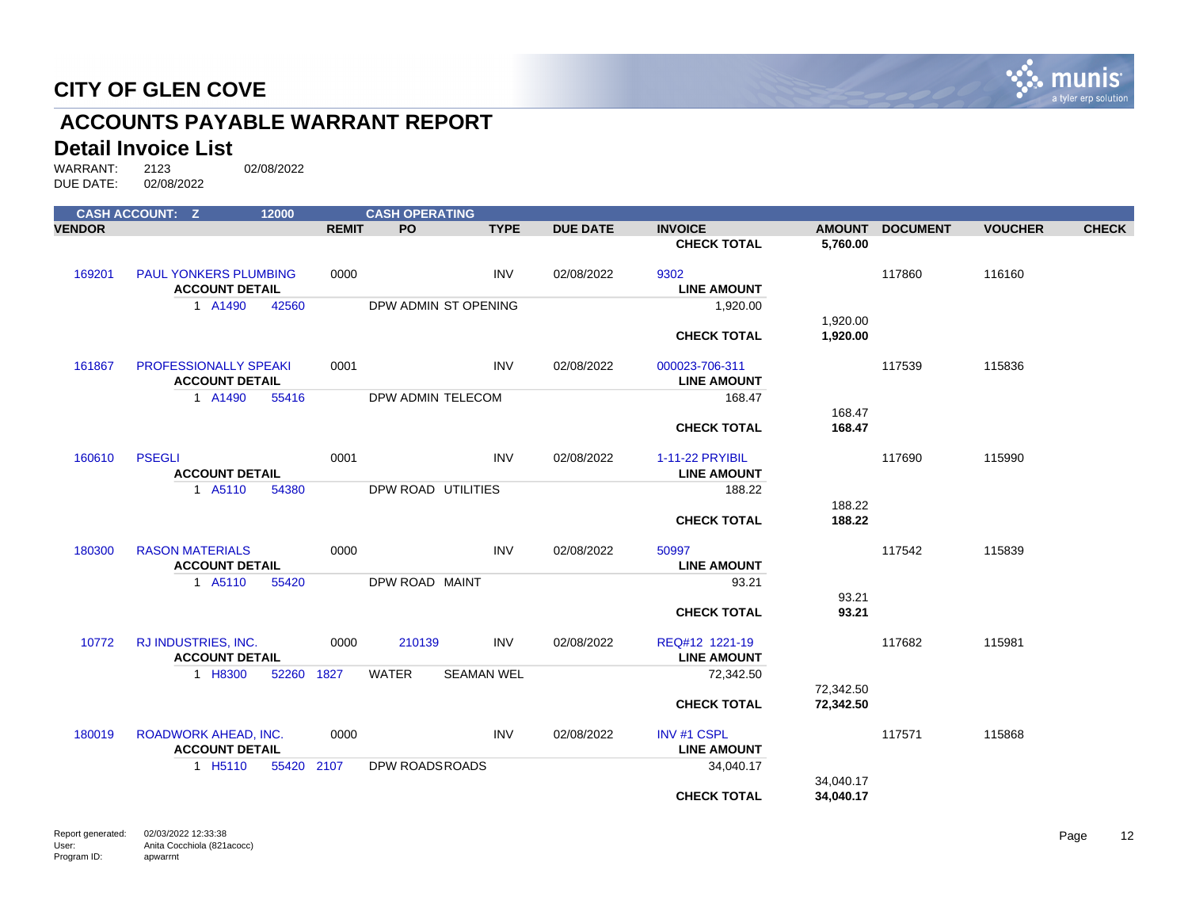# CITY OF GLEN COVE

## ACCOUNTS PAYABLE WARRANT REPORT

## Detail Invoice List

WARRANT: 2123 02/08/2022
DUE DATE: 02/08/2022

CASH ACCOUNT: Z 12000 CASH OPERATING

| VENDOR | | REMIT | PO | TYPE | DUE DATE | INVOICE | AMOUNT | DOCUMENT | VOUCHER | CHECK |
|---|---|---|---|---|---|---|---|---|---|---|
| | | | | | | **CHECK TOTAL** | **5,760.00** | | | |
| 169201 | PAUL YONKERS PLUMBING | 0000 | | INV | 02/08/2022 | 9302 | | 117860 | 116160 | |
| | **ACCOUNT DETAIL** | | | | | **LINE AMOUNT** | | | | |
| | 1 A1490 42560 | | DPW ADMIN ST OPENING | | | 1,920.00 | | | | |
| | | | | | | | 1,920.00 | | | |
| | | | | | | **CHECK TOTAL** | **1,920.00** | | | |
| 161867 | PROFESSIONALLY SPEAKI | 0001 | | INV | 02/08/2022 | 000023-706-311 | | 117539 | 115836 | |
| | **ACCOUNT DETAIL** | | | | | **LINE AMOUNT** | | | | |
| | 1 A1490 55416 | | DPW ADMIN TELECOM | | | 168.47 | | | | |
| | | | | | | | 168.47 | | | |
| | | | | | | **CHECK TOTAL** | **168.47** | | | |
| 160610 | PSEGLI | 0001 | | INV | 02/08/2022 | 1-11-22 PRYIBIL | | 117690 | 115990 | |
| | **ACCOUNT DETAIL** | | | | | **LINE AMOUNT** | | | | |
| | 1 A5110 54380 | | DPW ROAD UTILITIES | | | 188.22 | | | | |
| | | | | | | | 188.22 | | | |
| | | | | | | **CHECK TOTAL** | **188.22** | | | |
| 180300 | RASON MATERIALS | 0000 | | INV | 02/08/2022 | 50997 | | 117542 | 115839 | |
| | **ACCOUNT DETAIL** | | | | | **LINE AMOUNT** | | | | |
| | 1 A5110 55420 | | DPW ROAD MAINT | | | 93.21 | | | | |
| | | | | | | | 93.21 | | | |
| | | | | | | **CHECK TOTAL** | **93.21** | | | |
| 10772 | RJ INDUSTRIES, INC. | 0000 | 210139 | INV | 02/08/2022 | REQ#12 1221-19 | | 117682 | 115981 | |
| | **ACCOUNT DETAIL** | | | | | **LINE AMOUNT** | | | | |
| | 1 H8300 52260 1827 | | WATER SEAMAN WEL | | | 72,342.50 | | | | |
| | | | | | | | 72,342.50 | | | |
| | | | | | | **CHECK TOTAL** | **72,342.50** | | | |
| 180019 | ROADWORK AHEAD, INC. | 0000 | | INV | 02/08/2022 | INV #1 CSPL | | 117571 | 115868 | |
| | **ACCOUNT DETAIL** | | | | | **LINE AMOUNT** | | | | |
| | 1 H5110 55420 2107 | | DPW ROADS ROADS | | | 34,040.17 | | | | |
| | | | | | | | 34,040.17 | | | |
| | | | | | | **CHECK TOTAL** | **34,040.17** | | | |

Report generated: 02/03/2022 12:33:38
User: Anita Cocchiola (821acocc)
Program ID: apwarrnt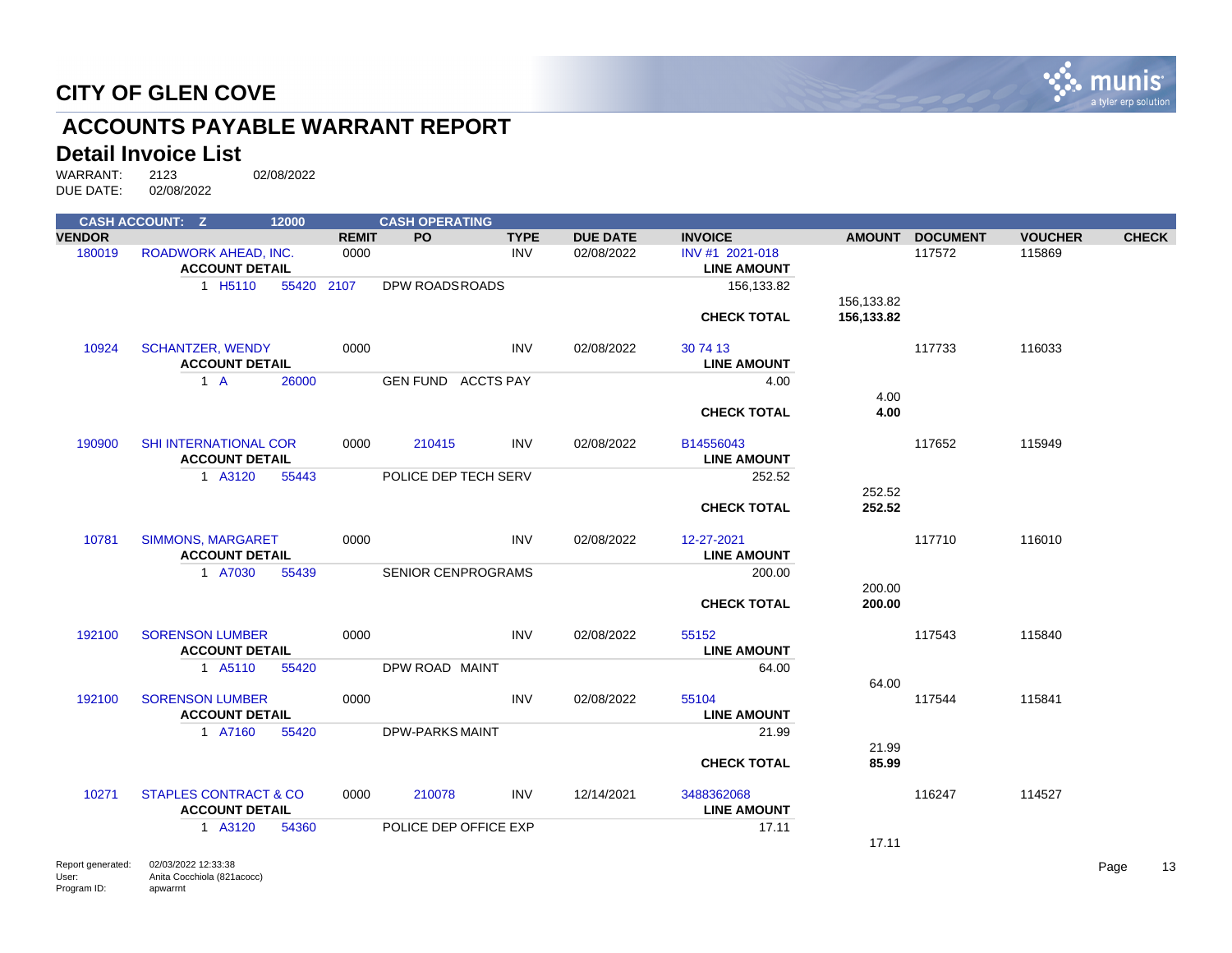# CITY OF GLEN COVE

## ACCOUNTS PAYABLE WARRANT REPORT

### Detail Invoice List

WARRANT: 2123 02/08/2022
DUE DATE: 02/08/2022

| CASH ACCOUNT: Z | | 12000 | | CASH OPERATING | | | | | | | |
|---|---|---|---|---|---|---|---|---|---|---|---|
| **VENDOR** | | | **REMIT** | **PO** | **TYPE** | **DUE DATE** | **INVOICE** | **AMOUNT** | **DOCUMENT** | **VOUCHER** | **CHECK** |
| 180019 | ROADWORK AHEAD, INC. | | 0000 | | INV | 02/08/2022 | INV #1 2021-018 | | 117572 | 115869 | |
| | **ACCOUNT DETAIL** | | | | | | **LINE AMOUNT** | | | | |
| | 1 H5110 | 55420 2107 | | DPW ROADS ROADS | | | 156,133.82 | | | | |
| | | | | | | | | 156,133.82 | | | |
| | | | | | | | **CHECK TOTAL** | **156,133.82** | | | |
| 10924 | SCHANTZER, WENDY | | 0000 | | INV | 02/08/2022 | 30 74 13 | | 117733 | 116033 | |
| | **ACCOUNT DETAIL** | | | | | | **LINE AMOUNT** | | | | |
| | 1 A | 26000 | | GEN FUND ACCTS PAY | | | 4.00 | | | | |
| | | | | | | | | 4.00 | | | |
| | | | | | | | **CHECK TOTAL** | **4.00** | | | |
| 190900 | SHI INTERNATIONAL COR | | 0000 | 210415 | INV | 02/08/2022 | B14556043 | | 117652 | 115949 | |
| | **ACCOUNT DETAIL** | | | | | | **LINE AMOUNT** | | | | |
| | 1 A3120 | 55443 | | POLICE DEP TECH SERV | | | 252.52 | | | | |
| | | | | | | | | 252.52 | | | |
| | | | | | | | **CHECK TOTAL** | **252.52** | | | |
| 10781 | SIMMONS, MARGARET | | 0000 | | INV | 02/08/2022 | 12-27-2021 | | 117710 | 116010 | |
| | **ACCOUNT DETAIL** | | | | | | **LINE AMOUNT** | | | | |
| | 1 A7030 | 55439 | | SENIOR CENPROGRAMS | | | 200.00 | | | | |
| | | | | | | | | 200.00 | | | |
| | | | | | | | **CHECK TOTAL** | **200.00** | | | |
| 192100 | SORENSON LUMBER | | 0000 | | INV | 02/08/2022 | 55152 | | 117543 | 115840 | |
| | **ACCOUNT DETAIL** | | | | | | **LINE AMOUNT** | | | | |
| | 1 A5110 | 55420 | | DPW ROAD MAINT | | | 64.00 | | | | |
| | | | | | | | | 64.00 | | | |
| 192100 | SORENSON LUMBER | | 0000 | | INV | 02/08/2022 | 55104 | | 117544 | 115841 | |
| | **ACCOUNT DETAIL** | | | | | | **LINE AMOUNT** | | | | |
| | 1 A7160 | 55420 | | DPW-PARKS MAINT | | | 21.99 | | | | |
| | | | | | | | | 21.99 | | | |
| | | | | | | | **CHECK TOTAL** | **85.99** | | | |
| 10271 | STAPLES CONTRACT & CO | | 0000 | 210078 | INV | 12/14/2021 | 3488362068 | | 116247 | 114527 | |
| | **ACCOUNT DETAIL** | | | | | | **LINE AMOUNT** | | | | |
| | 1 A3120 | 54360 | | POLICE DEP OFFICE EXP | | | 17.11 | | | | |
| | | | | | | | | 17.11 | | | |

Report generated: 02/03/2022 12:33:38
User: Anita Cocchiola (821acocc)
Program ID: apwarrnt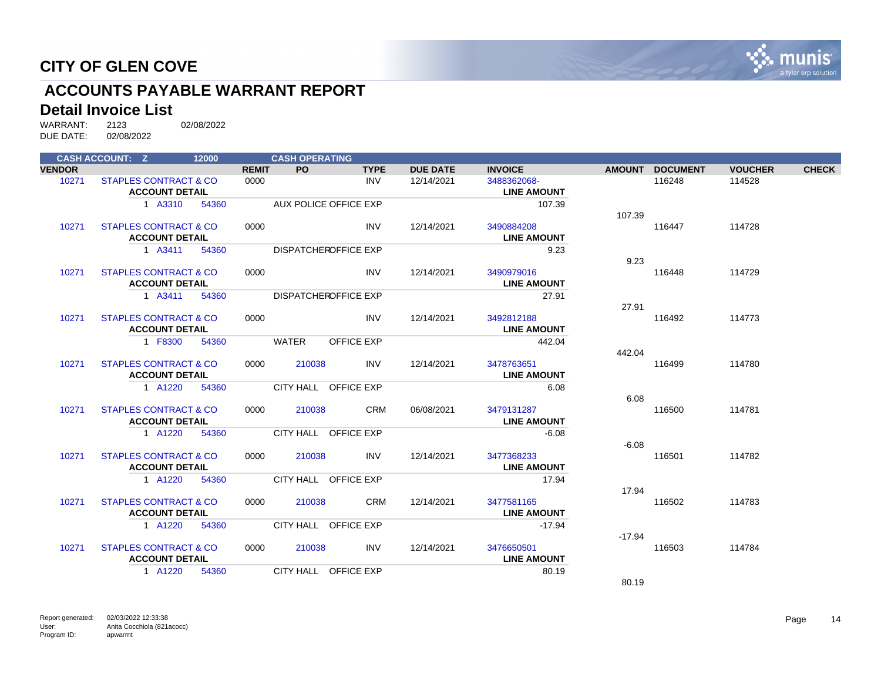# CITY OF GLEN COVE

## ACCOUNTS PAYABLE WARRANT REPORT

### Detail Invoice List

WARRANT: 2123 02/08/2022
DUE DATE: 02/08/2022

| CASH ACCOUNT: Z | | 12000 | | CASH OPERATING | | | | | | | |
|---|---|---|---|---|---|---|---|---|---|---|---|
| **VENDOR** | | | **REMIT** | **PO** | **TYPE** | **DUE DATE** | **INVOICE** | **AMOUNT** | **DOCUMENT** | **VOUCHER** | **CHECK** |
| 10271 | STAPLES CONTRACT & CO | | 0000 | | INV | 12/14/2021 | 3488362068- | | 116248 | 114528 | |
| | **ACCOUNT DETAIL** | | | | | | **LINE AMOUNT** | | | | |
| | 1 A3310 | 54360 | | AUX POLICE OFFICE EXP | | | 107.39 | | | | |
| | | | | | | | | 107.39 | | | |
| 10271 | STAPLES CONTRACT & CO | | 0000 | | INV | 12/14/2021 | 3490884208 | | 116447 | 114728 | |
| | **ACCOUNT DETAIL** | | | | | | **LINE AMOUNT** | | | | |
| | 1 A3411 | 54360 | | DISPATCHEROFFICE EXP | | | 9.23 | | | | |
| | | | | | | | | 9.23 | | | |
| 10271 | STAPLES CONTRACT & CO | | 0000 | | INV | 12/14/2021 | 3490979016 | | 116448 | 114729 | |
| | **ACCOUNT DETAIL** | | | | | | **LINE AMOUNT** | | | | |
| | 1 A3411 | 54360 | | DISPATCHEROFFICE EXP | | | 27.91 | | | | |
| | | | | | | | | 27.91 | | | |
| 10271 | STAPLES CONTRACT & CO | | 0000 | | INV | 12/14/2021 | 3492812188 | | 116492 | 114773 | |
| | **ACCOUNT DETAIL** | | | | | | **LINE AMOUNT** | | | | |
| | 1 F8300 | 54360 | | WATER OFFICE EXP | | | 442.04 | | | | |
| | | | | | | | | 442.04 | | | |
| 10271 | STAPLES CONTRACT & CO | | 0000 | 210038 | INV | 12/14/2021 | 3478763651 | | 116499 | 114780 | |
| | **ACCOUNT DETAIL** | | | | | | **LINE AMOUNT** | | | | |
| | 1 A1220 | 54360 | | CITY HALL OFFICE EXP | | | 6.08 | | | | |
| | | | | | | | | 6.08 | | | |
| 10271 | STAPLES CONTRACT & CO | | 0000 | 210038 | CRM | 06/08/2021 | 3479131287 | | 116500 | 114781 | |
| | **ACCOUNT DETAIL** | | | | | | **LINE AMOUNT** | | | | |
| | 1 A1220 | 54360 | | CITY HALL OFFICE EXP | | | -6.08 | | | | |
| | | | | | | | | -6.08 | | | |
| 10271 | STAPLES CONTRACT & CO | | 0000 | 210038 | INV | 12/14/2021 | 3477368233 | | 116501 | 114782 | |
| | **ACCOUNT DETAIL** | | | | | | **LINE AMOUNT** | | | | |
| | 1 A1220 | 54360 | | CITY HALL OFFICE EXP | | | 17.94 | | | | |
| | | | | | | | | 17.94 | | | |
| 10271 | STAPLES CONTRACT & CO | | 0000 | 210038 | CRM | 12/14/2021 | 3477581165 | | 116502 | 114783 | |
| | **ACCOUNT DETAIL** | | | | | | **LINE AMOUNT** | | | | |
| | 1 A1220 | 54360 | | CITY HALL OFFICE EXP | | | -17.94 | | | | |
| | | | | | | | | -17.94 | | | |
| 10271 | STAPLES CONTRACT & CO | | 0000 | 210038 | INV | 12/14/2021 | 3476650501 | | 116503 | 114784 | |
| | **ACCOUNT DETAIL** | | | | | | **LINE AMOUNT** | | | | |
| | 1 A1220 | 54360 | | CITY HALL OFFICE EXP | | | 80.19 | | | | |
| | | | | | | | | 80.19 | | | |

Report generated: 02/03/2022 12:33:38
User: Anita Cocchiola (821acocc)
Program ID: apwarrnt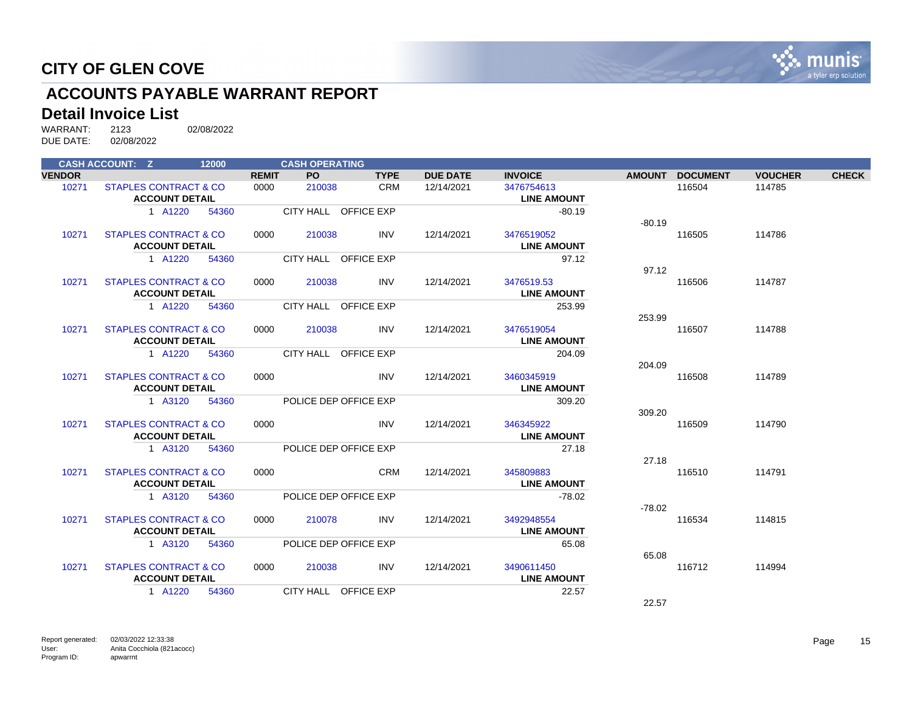# CITY OF GLEN COVE

## ACCOUNTS PAYABLE WARRANT REPORT

### Detail Invoice List

WARRANT: 2123 02/08/2022
DUE DATE: 02/08/2022

**CASH ACCOUNT: Z 12000 CASH OPERATING**

| VENDOR | | REMIT | PO | TYPE | DUE DATE | INVOICE | AMOUNT | DOCUMENT | VOUCHER | CHECK |
|---|---|---|---|---|---|---|---|---|---|---|
| 10271 | STAPLES CONTRACT & CO | 0000 | 210038 | CRM | 12/14/2021 | 3476754613 | | 116504 | 114785 | |
| | **ACCOUNT DETAIL** | | | | | **LINE AMOUNT** | | | | |
| | 1 A1220 54360 | | CITY HALL OFFICE EXP | | | -80.19 | | | | |
| | | | | | | | -80.19 | | | |
| 10271 | STAPLES CONTRACT & CO | 0000 | 210038 | INV | 12/14/2021 | 3476519052 | | 116505 | 114786 | |
| | **ACCOUNT DETAIL** | | | | | **LINE AMOUNT** | | | | |
| | 1 A1220 54360 | | CITY HALL OFFICE EXP | | | 97.12 | | | | |
| | | | | | | | 97.12 | | | |
| 10271 | STAPLES CONTRACT & CO | 0000 | 210038 | INV | 12/14/2021 | 3476519.53 | | 116506 | 114787 | |
| | **ACCOUNT DETAIL** | | | | | **LINE AMOUNT** | | | | |
| | 1 A1220 54360 | | CITY HALL OFFICE EXP | | | 253.99 | | | | |
| | | | | | | | 253.99 | | | |
| 10271 | STAPLES CONTRACT & CO | 0000 | 210038 | INV | 12/14/2021 | 3476519054 | | 116507 | 114788 | |
| | **ACCOUNT DETAIL** | | | | | **LINE AMOUNT** | | | | |
| | 1 A1220 54360 | | CITY HALL OFFICE EXP | | | 204.09 | | | | |
| | | | | | | | 204.09 | | | |
| 10271 | STAPLES CONTRACT & CO | 0000 | | INV | 12/14/2021 | 3460345919 | | 116508 | 114789 | |
| | **ACCOUNT DETAIL** | | | | | **LINE AMOUNT** | | | | |
| | 1 A3120 54360 | | POLICE DEP OFFICE EXP | | | 309.20 | | | | |
| | | | | | | | 309.20 | | | |
| 10271 | STAPLES CONTRACT & CO | 0000 | | INV | 12/14/2021 | 346345922 | | 116509 | 114790 | |
| | **ACCOUNT DETAIL** | | | | | **LINE AMOUNT** | | | | |
| | 1 A3120 54360 | | POLICE DEP OFFICE EXP | | | 27.18 | | | | |
| | | | | | | | 27.18 | | | |
| 10271 | STAPLES CONTRACT & CO | 0000 | | CRM | 12/14/2021 | 345809883 | | 116510 | 114791 | |
| | **ACCOUNT DETAIL** | | | | | **LINE AMOUNT** | | | | |
| | 1 A3120 54360 | | POLICE DEP OFFICE EXP | | | -78.02 | | | | |
| | | | | | | | -78.02 | | | |
| 10271 | STAPLES CONTRACT & CO | 0000 | 210078 | INV | 12/14/2021 | 3492948554 | | 116534 | 114815 | |
| | **ACCOUNT DETAIL** | | | | | **LINE AMOUNT** | | | | |
| | 1 A3120 54360 | | POLICE DEP OFFICE EXP | | | 65.08 | | | | |
| | | | | | | | 65.08 | | | |
| 10271 | STAPLES CONTRACT & CO | 0000 | 210038 | INV | 12/14/2021 | 3490611450 | | 116712 | 114994 | |
| | **ACCOUNT DETAIL** | | | | | **LINE AMOUNT** | | | | |
| | 1 A1220 54360 | | CITY HALL OFFICE EXP | | | 22.57 | | | | |
| | | | | | | | 22.57 | | | |

Report generated: 02/03/2022 12:33:38
User: Anita Cocchiola (821acocc)
Program ID: apwarrnt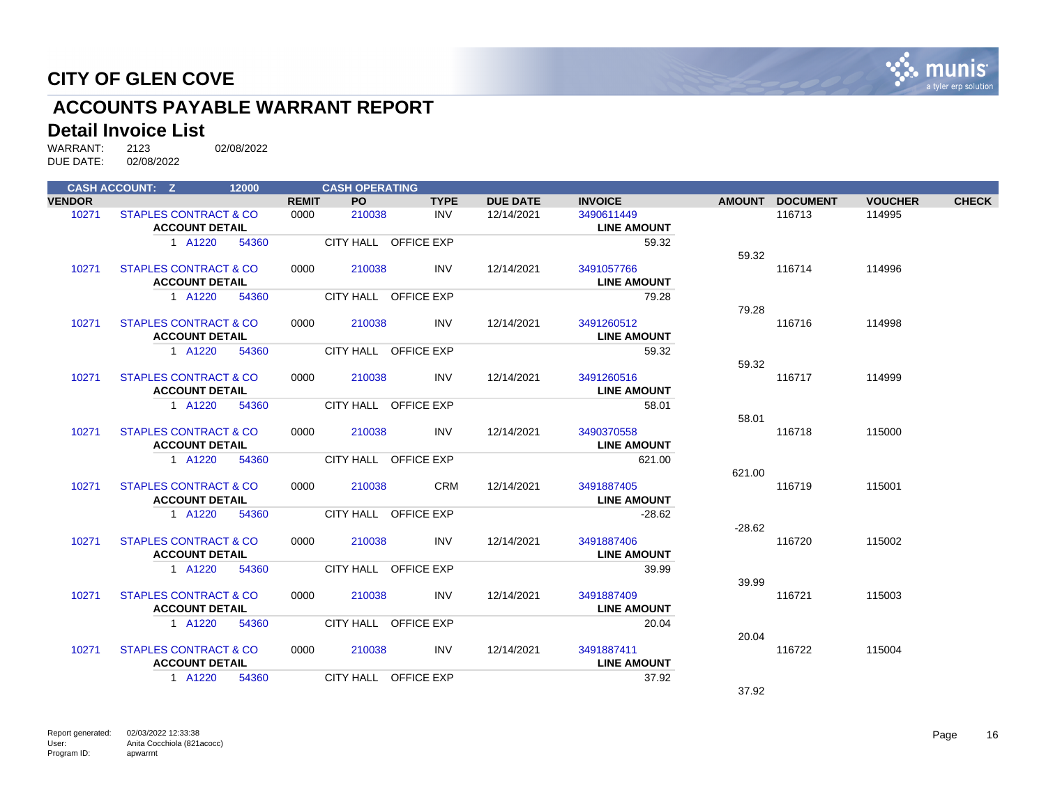# CITY OF GLEN COVE

## ACCOUNTS PAYABLE WARRANT REPORT

### Detail Invoice List

WARRANT: 2123 02/08/2022
DUE DATE: 02/08/2022

CASH ACCOUNT: Z 12000 CASH OPERATING

| VENDOR | | REMIT | PO | TYPE | DUE DATE | INVOICE | AMOUNT | DOCUMENT | VOUCHER | CHECK |
|---|---|---|---|---|---|---|---|---|---|---|
| 10271 | STAPLES CONTRACT & CO | 0000 | 210038 | INV | 12/14/2021 | 3490611449 | | 116713 | 114995 | |
| | ACCOUNT DETAIL | | | | | LINE AMOUNT | | | | |
| | 1 A1220 54360 | | CITY HALL | OFFICE EXP | | 59.32 | | | | |
| | | | | | | | 59.32 | | | |
| 10271 | STAPLES CONTRACT & CO | 0000 | 210038 | INV | 12/14/2021 | 3491057766 | | 116714 | 114996 | |
| | ACCOUNT DETAIL | | | | | LINE AMOUNT | | | | |
| | 1 A1220 54360 | | CITY HALL | OFFICE EXP | | 79.28 | | | | |
| | | | | | | | 79.28 | | | |
| 10271 | STAPLES CONTRACT & CO | 0000 | 210038 | INV | 12/14/2021 | 3491260512 | | 116716 | 114998 | |
| | ACCOUNT DETAIL | | | | | LINE AMOUNT | | | | |
| | 1 A1220 54360 | | CITY HALL | OFFICE EXP | | 59.32 | | | | |
| | | | | | | | 59.32 | | | |
| 10271 | STAPLES CONTRACT & CO | 0000 | 210038 | INV | 12/14/2021 | 3491260516 | | 116717 | 114999 | |
| | ACCOUNT DETAIL | | | | | LINE AMOUNT | | | | |
| | 1 A1220 54360 | | CITY HALL | OFFICE EXP | | 58.01 | | | | |
| | | | | | | | 58.01 | | | |
| 10271 | STAPLES CONTRACT & CO | 0000 | 210038 | INV | 12/14/2021 | 3490370558 | | 116718 | 115000 | |
| | ACCOUNT DETAIL | | | | | LINE AMOUNT | | | | |
| | 1 A1220 54360 | | CITY HALL | OFFICE EXP | | 621.00 | | | | |
| | | | | | | | 621.00 | | | |
| 10271 | STAPLES CONTRACT & CO | 0000 | 210038 | CRM | 12/14/2021 | 3491887405 | | 116719 | 115001 | |
| | ACCOUNT DETAIL | | | | | LINE AMOUNT | | | | |
| | 1 A1220 54360 | | CITY HALL | OFFICE EXP | | -28.62 | | | | |
| | | | | | | | -28.62 | | | |
| 10271 | STAPLES CONTRACT & CO | 0000 | 210038 | INV | 12/14/2021 | 3491887406 | | 116720 | 115002 | |
| | ACCOUNT DETAIL | | | | | LINE AMOUNT | | | | |
| | 1 A1220 54360 | | CITY HALL | OFFICE EXP | | 39.99 | | | | |
| | | | | | | | 39.99 | | | |
| 10271 | STAPLES CONTRACT & CO | 0000 | 210038 | INV | 12/14/2021 | 3491887409 | | 116721 | 115003 | |
| | ACCOUNT DETAIL | | | | | LINE AMOUNT | | | | |
| | 1 A1220 54360 | | CITY HALL | OFFICE EXP | | 20.04 | | | | |
| | | | | | | | 20.04 | | | |
| 10271 | STAPLES CONTRACT & CO | 0000 | 210038 | INV | 12/14/2021 | 3491887411 | | 116722 | 115004 | |
| | ACCOUNT DETAIL | | | | | LINE AMOUNT | | | | |
| | 1 A1220 54360 | | CITY HALL | OFFICE EXP | | 37.92 | | | | |
| | | | | | | | 37.92 | | | |

Report generated: 02/03/2022 12:33:38
User: Anita Cocchiola (821acocc)
Program ID: apwarrnt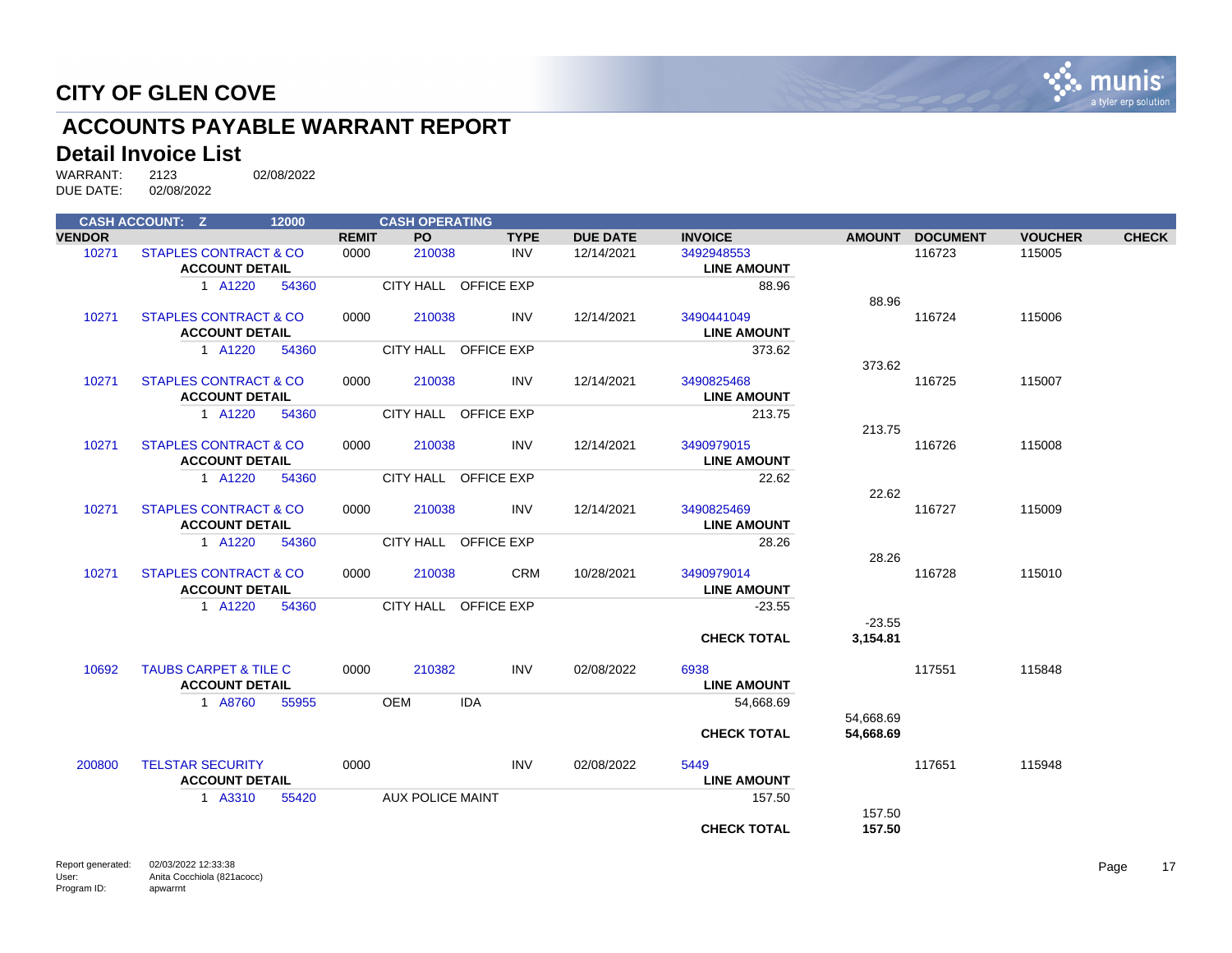# CITY OF GLEN COVE

## ACCOUNTS PAYABLE WARRANT REPORT

### Detail Invoice List

WARRANT: 2123 02/08/2022
DUE DATE: 02/08/2022

**CASH ACCOUNT: Z 12000 CASH OPERATING**

| VENDOR | | REMIT | PO | TYPE | DUE DATE | INVOICE | AMOUNT | DOCUMENT | VOUCHER | CHECK |
|---|---|---|---|---|---|---|---|---|---|---|
| 10271 | STAPLES CONTRACT & CO | 0000 | 210038 | INV | 12/14/2021 | 3492948553 | | 116723 | 115005 | |
| | **ACCOUNT DETAIL** | | | | | **LINE AMOUNT** | | | | |
| | 1 A1220 54360 | | CITY HALL | OFFICE EXP | | 88.96 | | | | |
| | | | | | | | 88.96 | | | |
| 10271 | STAPLES CONTRACT & CO | 0000 | 210038 | INV | 12/14/2021 | 3490441049 | | 116724 | 115006 | |
| | **ACCOUNT DETAIL** | | | | | **LINE AMOUNT** | | | | |
| | 1 A1220 54360 | | CITY HALL | OFFICE EXP | | 373.62 | | | | |
| | | | | | | | 373.62 | | | |
| 10271 | STAPLES CONTRACT & CO | 0000 | 210038 | INV | 12/14/2021 | 3490825468 | | 116725 | 115007 | |
| | **ACCOUNT DETAIL** | | | | | **LINE AMOUNT** | | | | |
| | 1 A1220 54360 | | CITY HALL | OFFICE EXP | | 213.75 | | | | |
| | | | | | | | 213.75 | | | |
| 10271 | STAPLES CONTRACT & CO | 0000 | 210038 | INV | 12/14/2021 | 3490979015 | | 116726 | 115008 | |
| | **ACCOUNT DETAIL** | | | | | **LINE AMOUNT** | | | | |
| | 1 A1220 54360 | | CITY HALL | OFFICE EXP | | 22.62 | | | | |
| | | | | | | | 22.62 | | | |
| 10271 | STAPLES CONTRACT & CO | 0000 | 210038 | INV | 12/14/2021 | 3490825469 | | 116727 | 115009 | |
| | **ACCOUNT DETAIL** | | | | | **LINE AMOUNT** | | | | |
| | 1 A1220 54360 | | CITY HALL | OFFICE EXP | | 28.26 | | | | |
| | | | | | | | 28.26 | | | |
| 10271 | STAPLES CONTRACT & CO | 0000 | 210038 | CRM | 10/28/2021 | 3490979014 | | 116728 | 115010 | |
| | **ACCOUNT DETAIL** | | | | | **LINE AMOUNT** | | | | |
| | 1 A1220 54360 | | CITY HALL | OFFICE EXP | | -23.55 | | | | |
| | | | | | | | -23.55 | | | |
| | | | | | | **CHECK TOTAL** | **3,154.81** | | | |
| 10692 | TAUBS CARPET & TILE C | 0000 | 210382 | INV | 02/08/2022 | 6938 | | 117551 | 115848 | |
| | **ACCOUNT DETAIL** | | | | | **LINE AMOUNT** | | | | |
| | 1 A8760 55955 | | OEM | IDA | | 54,668.69 | | | | |
| | | | | | | | 54,668.69 | | | |
| | | | | | | **CHECK TOTAL** | **54,668.69** | | | |
| 200800 | TELSTAR SECURITY | 0000 | | INV | 02/08/2022 | 5449 | | 117651 | 115948 | |
| | **ACCOUNT DETAIL** | | | | | **LINE AMOUNT** | | | | |
| | 1 A3310 55420 | | AUX POLICE MAINT | | | 157.50 | | | | |
| | | | | | | | 157.50 | | | |
| | | | | | | **CHECK TOTAL** | **157.50** | | | |

Report generated: 02/03/2022 12:33:38
User: Anita Cocchiola (821acocc)
Program ID: apwarrnt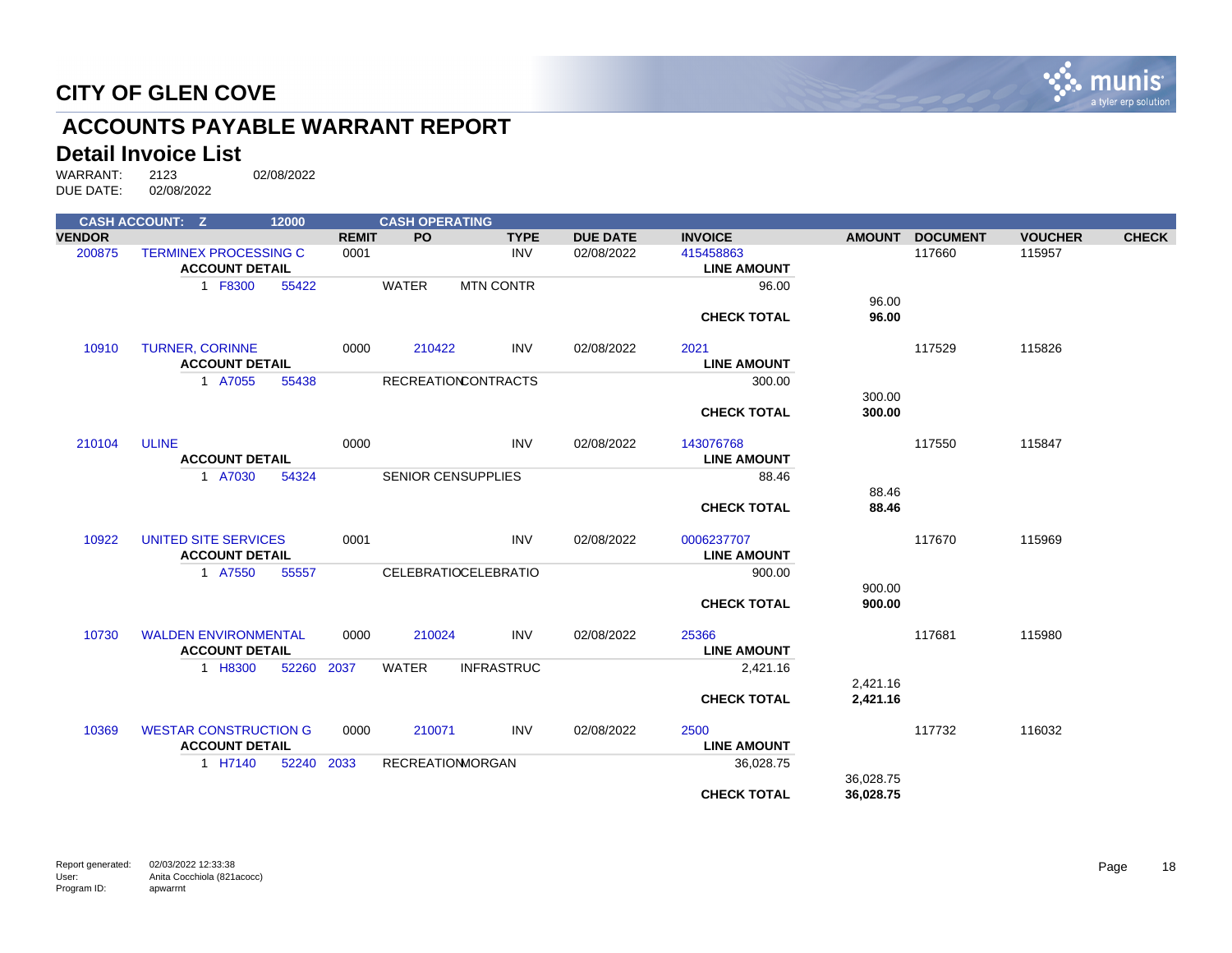# CITY OF GLEN COVE

## ACCOUNTS PAYABLE WARRANT REPORT

### Detail Invoice List

WARRANT: 2123 02/08/2022
DUE DATE: 02/08/2022

| CASH ACCOUNT: Z | | 12000 | | CASH OPERATING | | | | | | | |
|---|---|---|---|---|---|---|---|---|---|---|---|
| **VENDOR** | | | **REMIT** | **PO** | **TYPE** | **DUE DATE** | **INVOICE** | **AMOUNT** | **DOCUMENT** | **VOUCHER** | **CHECK** |
| 200875 | TERMINEX PROCESSING C | | 0001 | | INV | 02/08/2022 | 415458863 | | 117660 | 115957 | |
| | **ACCOUNT DETAIL** | | | | | | **LINE AMOUNT** | | | | |
| | 1 F8300 | 55422 | | WATER | MTN CONTR | | 96.00 | | | | |
| | | | | | | | | 96.00 | | | |
| | | | | | | | **CHECK TOTAL** | **96.00** | | | |
| 10910 | TURNER, CORINNE | | 0000 | 210422 | INV | 02/08/2022 | 2021 | | 117529 | 115826 | |
| | **ACCOUNT DETAIL** | | | | | | **LINE AMOUNT** | | | | |
| | 1 A7055 | 55438 | | RECREATION | CONTRACTS | | 300.00 | | | | |
| | | | | | | | | 300.00 | | | |
| | | | | | | | **CHECK TOTAL** | **300.00** | | | |
| 210104 | ULINE | | 0000 | | INV | 02/08/2022 | 143076768 | | 117550 | 115847 | |
| | **ACCOUNT DETAIL** | | | | | | **LINE AMOUNT** | | | | |
| | 1 A7030 | 54324 | | SENIOR CEN | SUPPLIES | | 88.46 | | | | |
| | | | | | | | | 88.46 | | | |
| | | | | | | | **CHECK TOTAL** | **88.46** | | | |
| 10922 | UNITED SITE SERVICES | | 0001 | | INV | 02/08/2022 | 0006237707 | | 117670 | 115969 | |
| | **ACCOUNT DETAIL** | | | | | | **LINE AMOUNT** | | | | |
| | 1 A7550 | 55557 | | CELEBRATIO | CELEBRATIO | | 900.00 | | | | |
| | | | | | | | | 900.00 | | | |
| | | | | | | | **CHECK TOTAL** | **900.00** | | | |
| 10730 | WALDEN ENVIRONMENTAL | | 0000 | 210024 | INV | 02/08/2022 | 25366 | | 117681 | 115980 | |
| | **ACCOUNT DETAIL** | | | | | | **LINE AMOUNT** | | | | |
| | 1 H8300 | 52260 | 2037 | WATER | INFRASTRUC | | 2,421.16 | | | | |
| | | | | | | | | 2,421.16 | | | |
| | | | | | | | **CHECK TOTAL** | **2,421.16** | | | |
| 10369 | WESTAR CONSTRUCTION G | | 0000 | 210071 | INV | 02/08/2022 | 2500 | | 117732 | 116032 | |
| | **ACCOUNT DETAIL** | | | | | | **LINE AMOUNT** | | | | |
| | 1 H7140 | 52240 | 2033 | RECREATION | MORGAN | | 36,028.75 | | | | |
| | | | | | | | | 36,028.75 | | | |
| | | | | | | | **CHECK TOTAL** | **36,028.75** | | | |

Report generated: 02/03/2022 12:33:38
User: Anita Cocchiola (821acocc)
Program ID: apwarrnt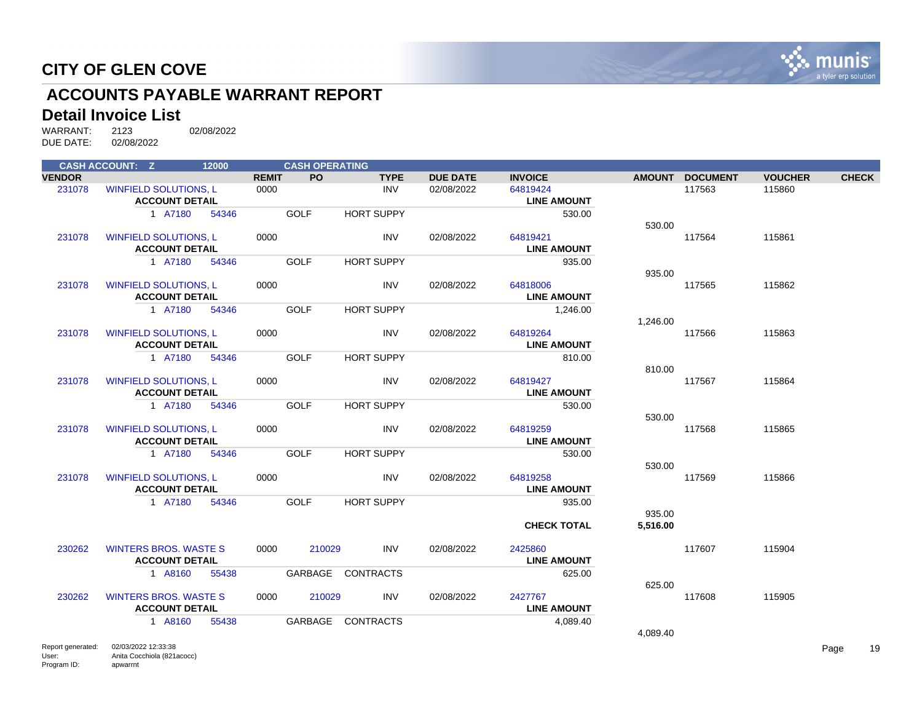# CITY OF GLEN COVE

## ACCOUNTS PAYABLE WARRANT REPORT

### Detail Invoice List

WARRANT: 2123 02/08/2022
DUE DATE: 02/08/2022

| CASH ACCOUNT: Z | | 12000 | | CASH OPERATING | | | | | | | |
|---|---|---|---|---|---|---|---|---|---|---|---|
| **VENDOR** | | | **REMIT** | **PO** | **TYPE** | **DUE DATE** | **INVOICE** | **AMOUNT** | **DOCUMENT** | **VOUCHER** | **CHECK** |
| 231078 | WINFIELD SOLUTIONS, L | | 0000 | | INV | 02/08/2022 | 64819424 | | 117563 | 115860 | |
| | **ACCOUNT DETAIL** | | | | | | **LINE AMOUNT** | | | | |
| | 1 A7180 | 54346 | | GOLF | HORT SUPPY | | 530.00 | | | | |
| | | | | | | | | 530.00 | | | |
| 231078 | WINFIELD SOLUTIONS, L | | 0000 | | INV | 02/08/2022 | 64819421 | | 117564 | 115861 | |
| | **ACCOUNT DETAIL** | | | | | | **LINE AMOUNT** | | | | |
| | 1 A7180 | 54346 | | GOLF | HORT SUPPY | | 935.00 | | | | |
| | | | | | | | | 935.00 | | | |
| 231078 | WINFIELD SOLUTIONS, L | | 0000 | | INV | 02/08/2022 | 64818006 | | 117565 | 115862 | |
| | **ACCOUNT DETAIL** | | | | | | **LINE AMOUNT** | | | | |
| | 1 A7180 | 54346 | | GOLF | HORT SUPPY | | 1,246.00 | | | | |
| | | | | | | | | 1,246.00 | | | |
| 231078 | WINFIELD SOLUTIONS, L | | 0000 | | INV | 02/08/2022 | 64819264 | | 117566 | 115863 | |
| | **ACCOUNT DETAIL** | | | | | | **LINE AMOUNT** | | | | |
| | 1 A7180 | 54346 | | GOLF | HORT SUPPY | | 810.00 | | | | |
| | | | | | | | | 810.00 | | | |
| 231078 | WINFIELD SOLUTIONS, L | | 0000 | | INV | 02/08/2022 | 64819427 | | 117567 | 115864 | |
| | **ACCOUNT DETAIL** | | | | | | **LINE AMOUNT** | | | | |
| | 1 A7180 | 54346 | | GOLF | HORT SUPPY | | 530.00 | | | | |
| | | | | | | | | 530.00 | | | |
| 231078 | WINFIELD SOLUTIONS, L | | 0000 | | INV | 02/08/2022 | 64819259 | | 117568 | 115865 | |
| | **ACCOUNT DETAIL** | | | | | | **LINE AMOUNT** | | | | |
| | 1 A7180 | 54346 | | GOLF | HORT SUPPY | | 530.00 | | | | |
| | | | | | | | | 530.00 | | | |
| 231078 | WINFIELD SOLUTIONS, L | | 0000 | | INV | 02/08/2022 | 64819258 | | 117569 | 115866 | |
| | **ACCOUNT DETAIL** | | | | | | **LINE AMOUNT** | | | | |
| | 1 A7180 | 54346 | | GOLF | HORT SUPPY | | 935.00 | | | | |
| | | | | | | | | 935.00 | | | |
| | | | | | | | **CHECK TOTAL** | **5,516.00** | | | |
| 230262 | WINTERS BROS. WASTE S | | 0000 | 210029 | INV | 02/08/2022 | 2425860 | | 117607 | 115904 | |
| | **ACCOUNT DETAIL** | | | | | | **LINE AMOUNT** | | | | |
| | 1 A8160 | 55438 | | GARBAGE | CONTRACTS | | 625.00 | | | | |
| | | | | | | | | 625.00 | | | |
| 230262 | WINTERS BROS. WASTE S | | 0000 | 210029 | INV | 02/08/2022 | 2427767 | | 117608 | 115905 | |
| | **ACCOUNT DETAIL** | | | | | | **LINE AMOUNT** | | | | |
| | 1 A8160 | 55438 | | GARBAGE | CONTRACTS | | 4,089.40 | | | | |
| | | | | | | | | 4,089.40 | | | |

Report generated: 02/03/2022 12:33:38
User: Anita Cocchiola (821acocc)
Program ID: apwarrnt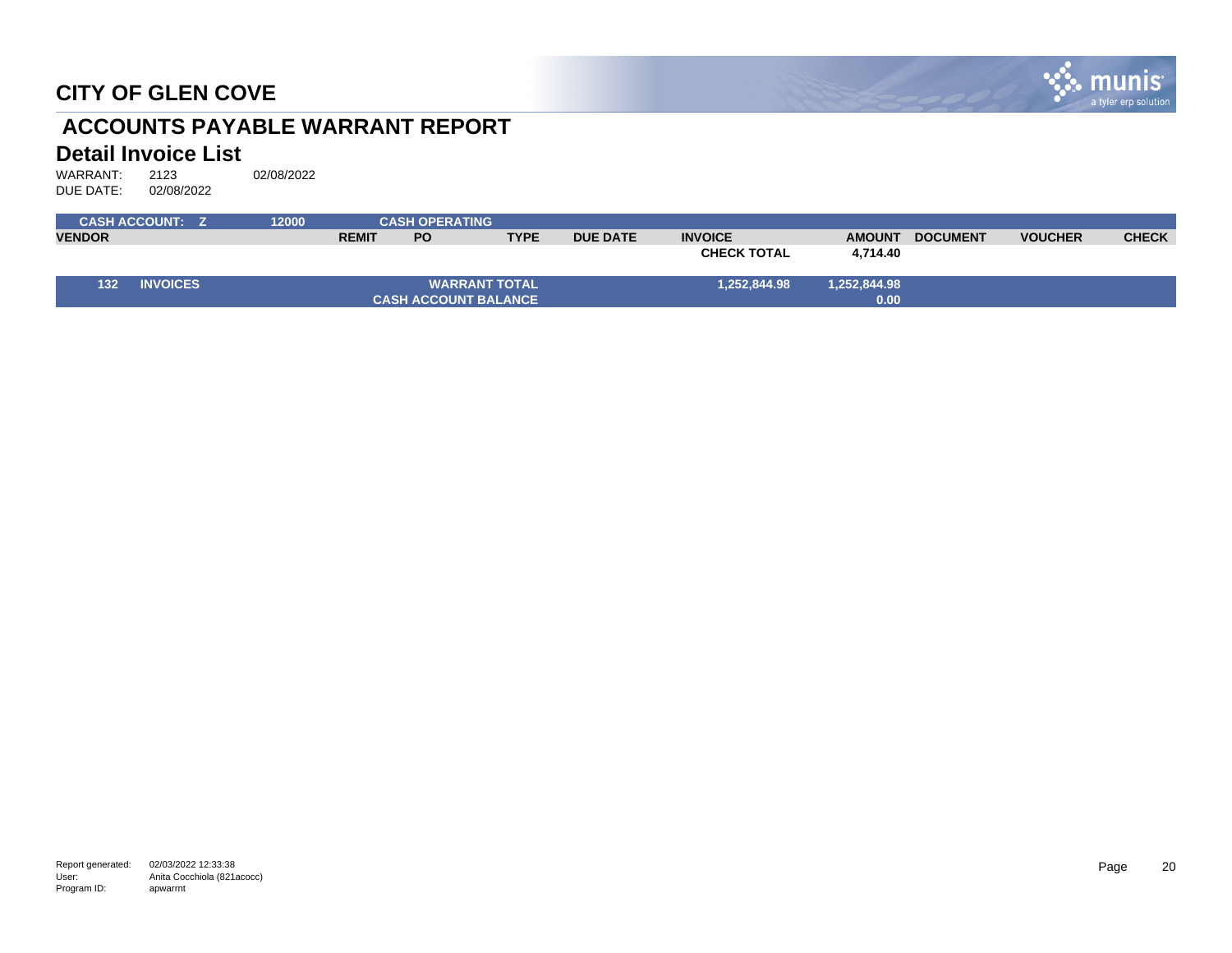# CITY OF GLEN COVE

## ACCOUNTS PAYABLE WARRANT REPORT

### Detail Invoice List

WARRANT: 2123 02/08/2022
DUE DATE: 02/08/2022

| CASH ACCOUNT: Z | 12000 | CASH OPERATING | | | | | | | |
|---|---|---|---|---|---|---|---|---|---|
| **VENDOR** | **REMIT** | **PO** | **TYPE** | **DUE DATE** | **INVOICE** | **AMOUNT** | **DOCUMENT** | **VOUCHER** | **CHECK** |
| | | | | | **CHECK TOTAL** | **4,714.40** | | | |
| **132 INVOICES** | | | **WARRANT TOTAL** | | **1,252,844.98** | **1,252,844.98** | | | |
| | | | **CASH ACCOUNT BALANCE** | | | **0.00** | | | |

Report generated: 02/03/2022 12:33:38
User: Anita Cocchiola (821acocc)
Program ID: apwarrnt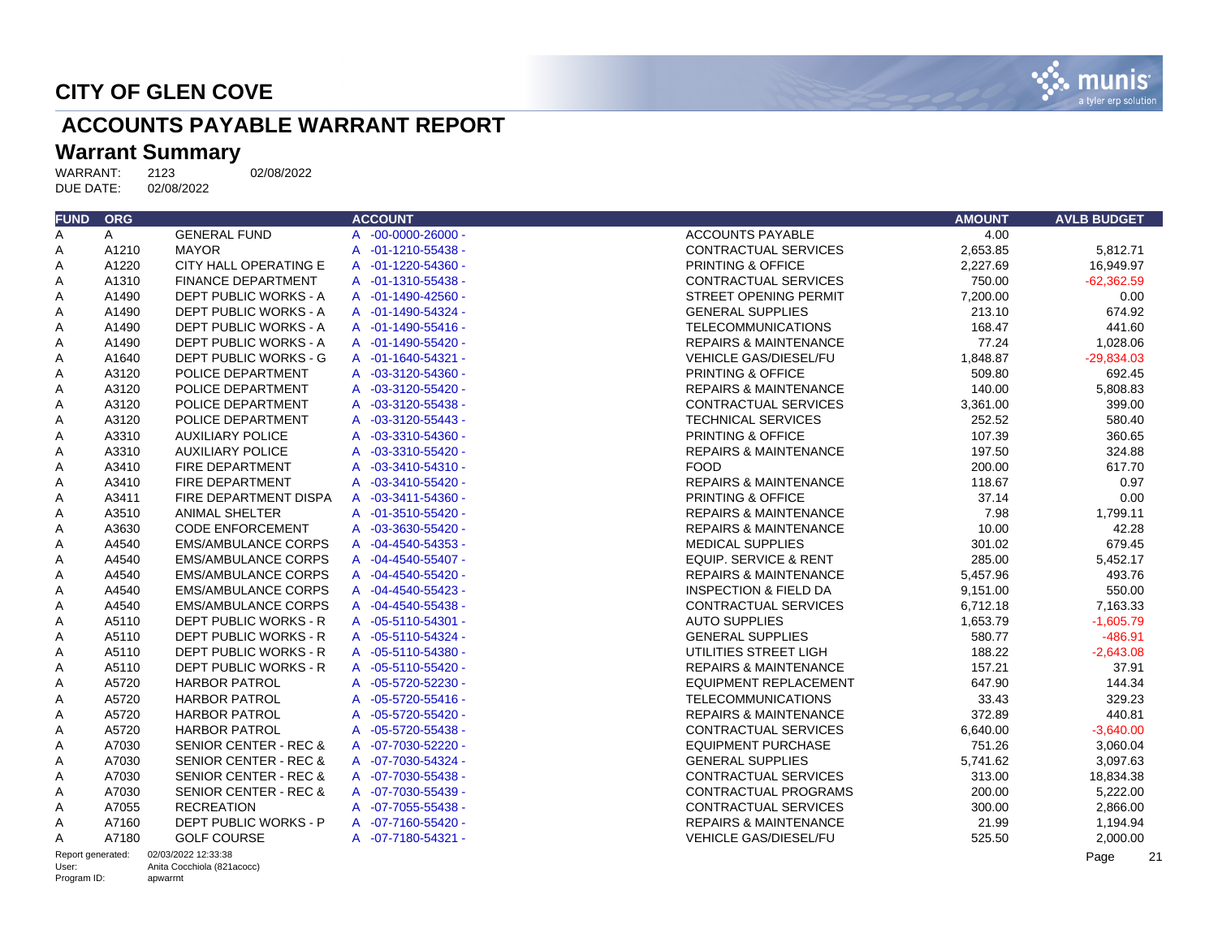# CITY OF GLEN COVE

## ACCOUNTS PAYABLE WARRANT REPORT

### Warrant Summary

WARRANT: 2123 02/08/2022
DUE DATE: 02/08/2022

| FUND | ORG | | ACCOUNT | | AMOUNT | AVLB BUDGET |
|---|---|---|---|---|---|---|
| A | A | GENERAL FUND | A -00-0000-26000 - | ACCOUNTS PAYABLE | 4.00 | |
| A | A1210 | MAYOR | A -01-1210-55438 - | CONTRACTUAL SERVICES | 2,653.85 | 5,812.71 |
| A | A1220 | CITY HALL OPERATING E | A -01-1220-54360 - | PRINTING & OFFICE | 2,227.69 | 16,949.97 |
| A | A1310 | FINANCE DEPARTMENT | A -01-1310-55438 - | CONTRACTUAL SERVICES | 750.00 | -62,362.59 |
| A | A1490 | DEPT PUBLIC WORKS - A | A -01-1490-42560 - | STREET OPENING PERMIT | 7,200.00 | 0.00 |
| A | A1490 | DEPT PUBLIC WORKS - A | A -01-1490-54324 - | GENERAL SUPPLIES | 213.10 | 674.92 |
| A | A1490 | DEPT PUBLIC WORKS - A | A -01-1490-55416 - | TELECOMMUNICATIONS | 168.47 | 441.60 |
| A | A1490 | DEPT PUBLIC WORKS - A | A -01-1490-55420 - | REPAIRS & MAINTENANCE | 77.24 | 1,028.06 |
| A | A1640 | DEPT PUBLIC WORKS - G | A -01-1640-54321 - | VEHICLE GAS/DIESEL/FU | 1,848.87 | -29,834.03 |
| A | A3120 | POLICE DEPARTMENT | A -03-3120-54360 - | PRINTING & OFFICE | 509.80 | 692.45 |
| A | A3120 | POLICE DEPARTMENT | A -03-3120-55420 - | REPAIRS & MAINTENANCE | 140.00 | 5,808.83 |
| A | A3120 | POLICE DEPARTMENT | A -03-3120-55438 - | CONTRACTUAL SERVICES | 3,361.00 | 399.00 |
| A | A3120 | POLICE DEPARTMENT | A -03-3120-55443 - | TECHNICAL SERVICES | 252.52 | 580.40 |
| A | A3310 | AUXILIARY POLICE | A -03-3310-54360 - | PRINTING & OFFICE | 107.39 | 360.65 |
| A | A3310 | AUXILIARY POLICE | A -03-3310-55420 - | REPAIRS & MAINTENANCE | 197.50 | 324.88 |
| A | A3410 | FIRE DEPARTMENT | A -03-3410-54310 - | FOOD | 200.00 | 617.70 |
| A | A3410 | FIRE DEPARTMENT | A -03-3410-55420 - | REPAIRS & MAINTENANCE | 118.67 | 0.97 |
| A | A3411 | FIRE DEPARTMENT DISPA | A -03-3411-54360 - | PRINTING & OFFICE | 37.14 | 0.00 |
| A | A3510 | ANIMAL SHELTER | A -01-3510-55420 - | REPAIRS & MAINTENANCE | 7.98 | 1,799.11 |
| A | A3630 | CODE ENFORCEMENT | A -03-3630-55420 - | REPAIRS & MAINTENANCE | 10.00 | 42.28 |
| A | A4540 | EMS/AMBULANCE CORPS | A -04-4540-54353 - | MEDICAL SUPPLIES | 301.02 | 679.45 |
| A | A4540 | EMS/AMBULANCE CORPS | A -04-4540-55407 - | EQUIP. SERVICE & RENT | 285.00 | 5,452.17 |
| A | A4540 | EMS/AMBULANCE CORPS | A -04-4540-55420 - | REPAIRS & MAINTENANCE | 5,457.96 | 493.76 |
| A | A4540 | EMS/AMBULANCE CORPS | A -04-4540-55423 - | INSPECTION & FIELD DA | 9,151.00 | 550.00 |
| A | A4540 | EMS/AMBULANCE CORPS | A -04-4540-55438 - | CONTRACTUAL SERVICES | 6,712.18 | 7,163.33 |
| A | A5110 | DEPT PUBLIC WORKS - R | A -05-5110-54301 - | AUTO SUPPLIES | 1,653.79 | -1,605.79 |
| A | A5110 | DEPT PUBLIC WORKS - R | A -05-5110-54324 - | GENERAL SUPPLIES | 580.77 | -486.91 |
| A | A5110 | DEPT PUBLIC WORKS - R | A -05-5110-54380 - | UTILITIES STREET LIGH | 188.22 | -2,643.08 |
| A | A5110 | DEPT PUBLIC WORKS - R | A -05-5110-55420 - | REPAIRS & MAINTENANCE | 157.21 | 37.91 |
| A | A5720 | HARBOR PATROL | A -05-5720-52230 - | EQUIPMENT REPLACEMENT | 647.90 | 144.34 |
| A | A5720 | HARBOR PATROL | A -05-5720-55416 - | TELECOMMUNICATIONS | 33.43 | 329.23 |
| A | A5720 | HARBOR PATROL | A -05-5720-55420 - | REPAIRS & MAINTENANCE | 372.89 | 440.81 |
| A | A5720 | HARBOR PATROL | A -05-5720-55438 - | CONTRACTUAL SERVICES | 6,640.00 | -3,640.00 |
| A | A7030 | SENIOR CENTER - REC & | A -07-7030-52220 - | EQUIPMENT PURCHASE | 751.26 | 3,060.04 |
| A | A7030 | SENIOR CENTER - REC & | A -07-7030-54324 - | GENERAL SUPPLIES | 5,741.62 | 3,097.63 |
| A | A7030 | SENIOR CENTER - REC & | A -07-7030-55438 - | CONTRACTUAL SERVICES | 313.00 | 18,834.38 |
| A | A7030 | SENIOR CENTER - REC & | A -07-7030-55439 - | CONTRACTUAL PROGRAMS | 200.00 | 5,222.00 |
| A | A7055 | RECREATION | A -07-7055-55438 - | CONTRACTUAL SERVICES | 300.00 | 2,866.00 |
| A | A7160 | DEPT PUBLIC WORKS - P | A -07-7160-55420 - | REPAIRS & MAINTENANCE | 21.99 | 1,194.94 |
| A | A7180 | GOLF COURSE | A -07-7180-54321 - | VEHICLE GAS/DIESEL/FU | 525.50 | 2,000.00 |

Report generated: 02/03/2022 12:33:38
User: Anita Cocchiola (821acocc)
Program ID: apwarrnt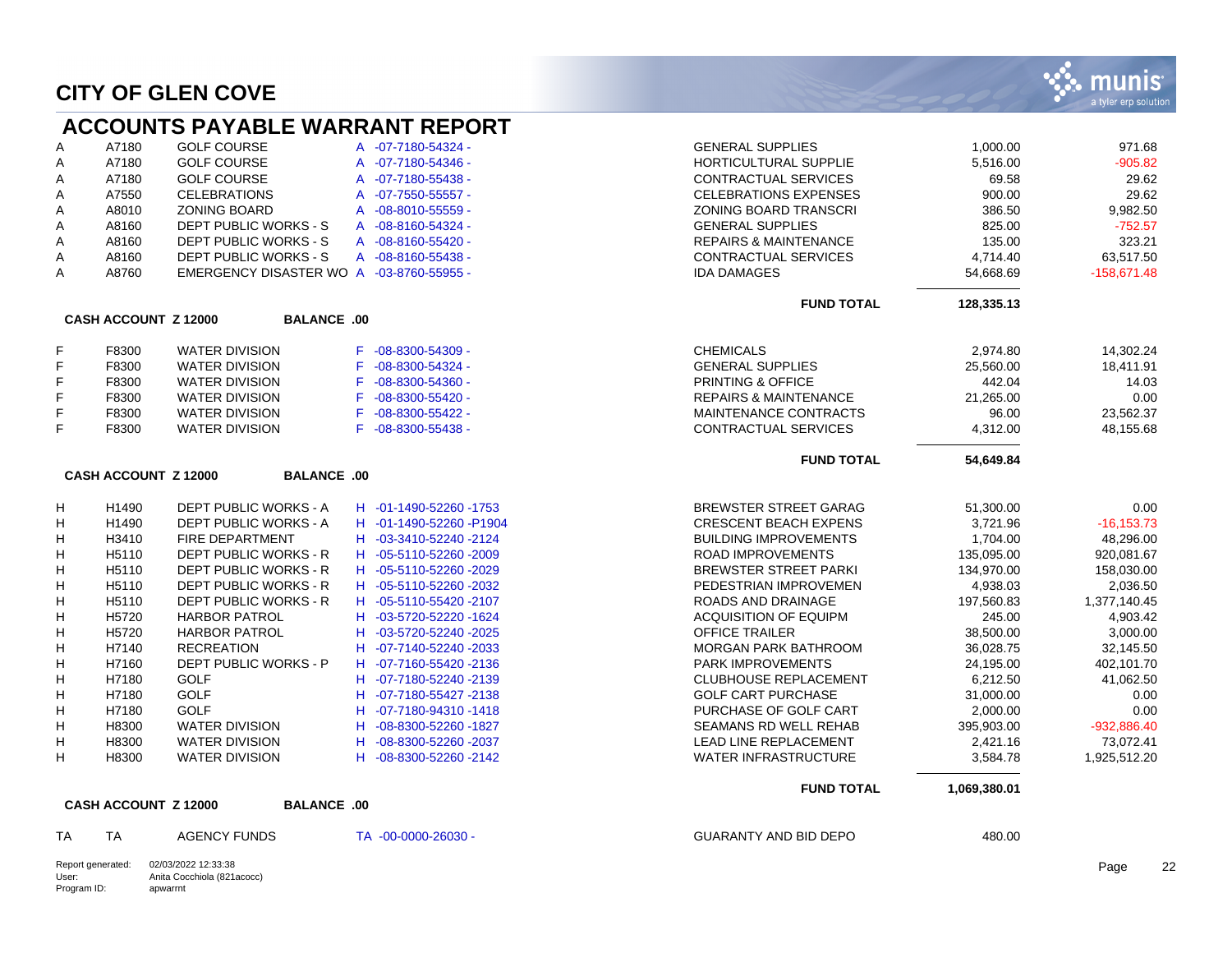# CITY OF GLEN COVE

## ACCOUNTS PAYABLE WARRANT REPORT

| | | | | | | |
|---|---|---|---|---|---|---|
| A | A7180 | GOLF COURSE | A -07-7180-54324 - | GENERAL SUPPLIES | 1,000.00 | 971.68 |
| A | A7180 | GOLF COURSE | A -07-7180-54346 - | HORTICULTURAL SUPPLIE | 5,516.00 | -905.82 |
| A | A7180 | GOLF COURSE | A -07-7180-55438 - | CONTRACTUAL SERVICES | 69.58 | 29.62 |
| A | A7550 | CELEBRATIONS | A -07-7550-55557 - | CELEBRATIONS EXPENSES | 900.00 | 29.62 |
| A | A8010 | ZONING BOARD | A -08-8010-55559 - | ZONING BOARD TRANSCRI | 386.50 | 9,982.50 |
| A | A8160 | DEPT PUBLIC WORKS - S | A -08-8160-54324 - | GENERAL SUPPLIES | 825.00 | -752.57 |
| A | A8160 | DEPT PUBLIC WORKS - S | A -08-8160-55420 - | REPAIRS & MAINTENANCE | 135.00 | 323.21 |
| A | A8160 | DEPT PUBLIC WORKS - S | A -08-8160-55438 - | CONTRACTUAL SERVICES | 4,714.40 | 63,517.50 |
| A | A8760 | EMERGENCY DISASTER WO | A -03-8760-55955 - | IDA DAMAGES | 54,668.69 | -158,671.48 |
| | | | | **FUND TOTAL** | **128,335.13** | |

**CASH ACCOUNT Z 12000 BALANCE .00**

| | | | | | | |
|---|---|---|---|---|---|---|
| F | F8300 | WATER DIVISION | F -08-8300-54309 - | CHEMICALS | 2,974.80 | 14,302.24 |
| F | F8300 | WATER DIVISION | F -08-8300-54324 - | GENERAL SUPPLIES | 25,560.00 | 18,411.91 |
| F | F8300 | WATER DIVISION | F -08-8300-54360 - | PRINTING & OFFICE | 442.04 | 14.03 |
| F | F8300 | WATER DIVISION | F -08-8300-55420 - | REPAIRS & MAINTENANCE | 21,265.00 | 0.00 |
| F | F8300 | WATER DIVISION | F -08-8300-55422 - | MAINTENANCE CONTRACTS | 96.00 | 23,562.37 |
| F | F8300 | WATER DIVISION | F -08-8300-55438 - | CONTRACTUAL SERVICES | 4,312.00 | 48,155.68 |
| | | | | **FUND TOTAL** | **54,649.84** | |

**CASH ACCOUNT Z 12000 BALANCE .00**

| | | | | | | |
|---|---|---|---|---|---|---|
| H | H1490 | DEPT PUBLIC WORKS - A | H -01-1490-52260 -1753 | BREWSTER STREET GARAG | 51,300.00 | 0.00 |
| H | H1490 | DEPT PUBLIC WORKS - A | H -01-1490-52260 -P1904 | CRESCENT BEACH EXPENS | 3,721.96 | -16,153.73 |
| H | H3410 | FIRE DEPARTMENT | H -03-3410-52240 -2124 | BUILDING IMPROVEMENTS | 1,704.00 | 48,296.00 |
| H | H5110 | DEPT PUBLIC WORKS - R | H -05-5110-52260 -2009 | ROAD IMPROVEMENTS | 135,095.00 | 920,081.67 |
| H | H5110 | DEPT PUBLIC WORKS - R | H -05-5110-52260 -2029 | BREWSTER STREET PARKI | 134,970.00 | 158,030.00 |
| H | H5110 | DEPT PUBLIC WORKS - R | H -05-5110-52260 -2032 | PEDESTRIAN IMPROVEMEN | 4,938.03 | 2,036.50 |
| H | H5110 | DEPT PUBLIC WORKS - R | H -05-5110-55420 -2107 | ROADS AND DRAINAGE | 197,560.83 | 1,377,140.45 |
| H | H5720 | HARBOR PATROL | H -03-5720-52220 -1624 | ACQUISITION OF EQUIPM | 245.00 | 4,903.42 |
| H | H5720 | HARBOR PATROL | H -03-5720-52240 -2025 | OFFICE TRAILER | 38,500.00 | 3,000.00 |
| H | H7140 | RECREATION | H -07-7140-52240 -2033 | MORGAN PARK BATHROOM | 36,028.75 | 32,145.50 |
| H | H7160 | DEPT PUBLIC WORKS - P | H -07-7160-55420 -2136 | PARK IMPROVEMENTS | 24,195.00 | 402,101.70 |
| H | H7180 | GOLF | H -07-7180-52240 -2139 | CLUBHOUSE REPLACEMENT | 6,212.50 | 41,062.50 |
| H | H7180 | GOLF | H -07-7180-55427 -2138 | GOLF CART PURCHASE | 31,000.00 | 0.00 |
| H | H7180 | GOLF | H -07-7180-94310 -1418 | PURCHASE OF GOLF CART | 2,000.00 | 0.00 |
| H | H8300 | WATER DIVISION | H -08-8300-52260 -1827 | SEAMANS RD WELL REHAB | 395,903.00 | -932,886.40 |
| H | H8300 | WATER DIVISION | H -08-8300-52260 -2037 | LEAD LINE REPLACEMENT | 2,421.16 | 73,072.41 |
| H | H8300 | WATER DIVISION | H -08-8300-52260 -2142 | WATER INFRASTRUCTURE | 3,584.78 | 1,925,512.20 |
| | | | | **FUND TOTAL** | **1,069,380.01** | |

**CASH ACCOUNT Z 12000 BALANCE .00**

| | | | | | | |
|---|---|---|---|---|---|---|
| TA | TA | AGENCY FUNDS | TA -00-0000-26030 - | GUARANTY AND BID DEPO | 480.00 | |

Report generated: 02/03/2022 12:33:38
User: Anita Cocchiola (821acocc)
Program ID: apwarrnt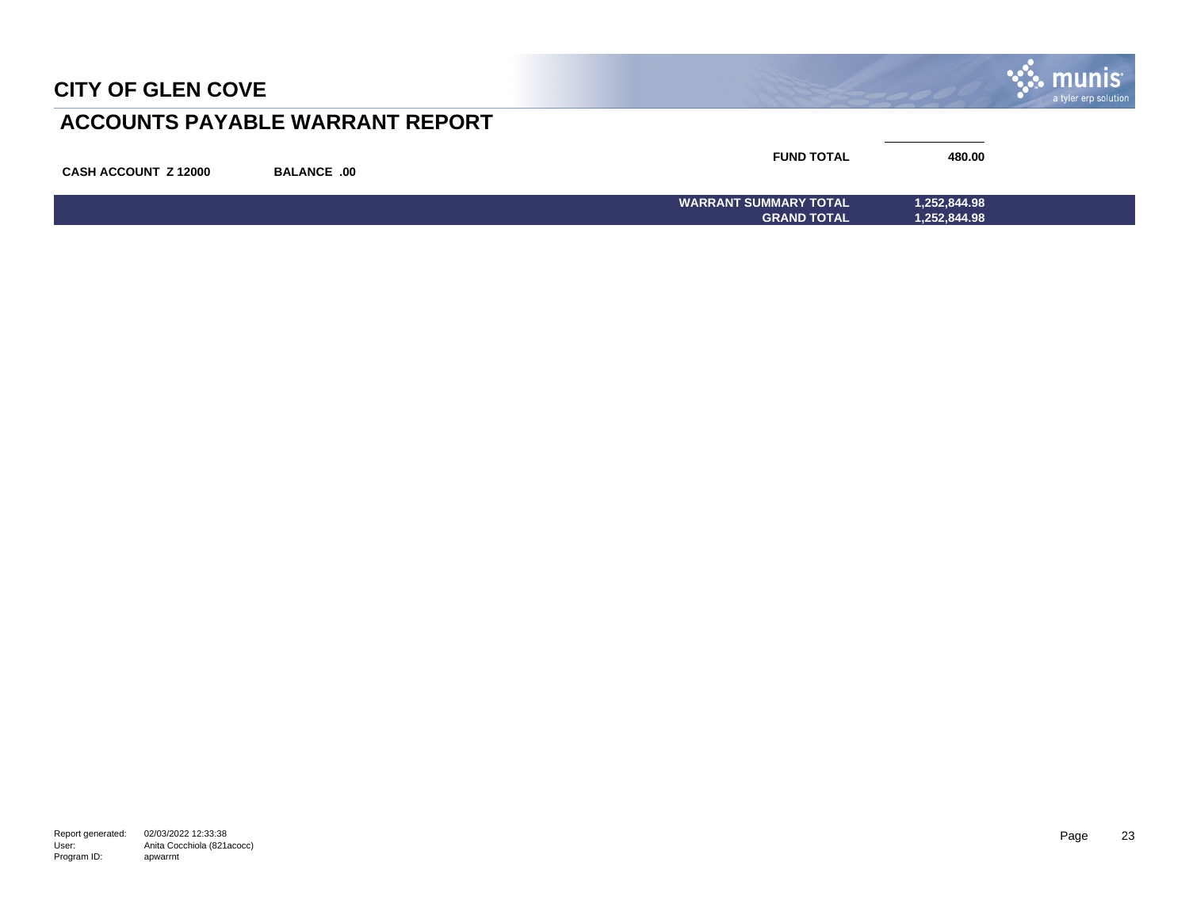# CITY OF GLEN COVE

## ACCOUNTS PAYABLE WARRANT REPORT

| | | | |
|---|---|---|---|
| | | FUND TOTAL | 480.00 |
| CASH ACCOUNT Z 12000 | BALANCE .00 | | |
| | | WARRANT SUMMARY TOTAL | 1,252,844.98 |
| | | GRAND TOTAL | 1,252,844.98 |

Report generated: 02/03/2022 12:33:38
User: Anita Cocchiola (821acocc)
Program ID: apwarrnt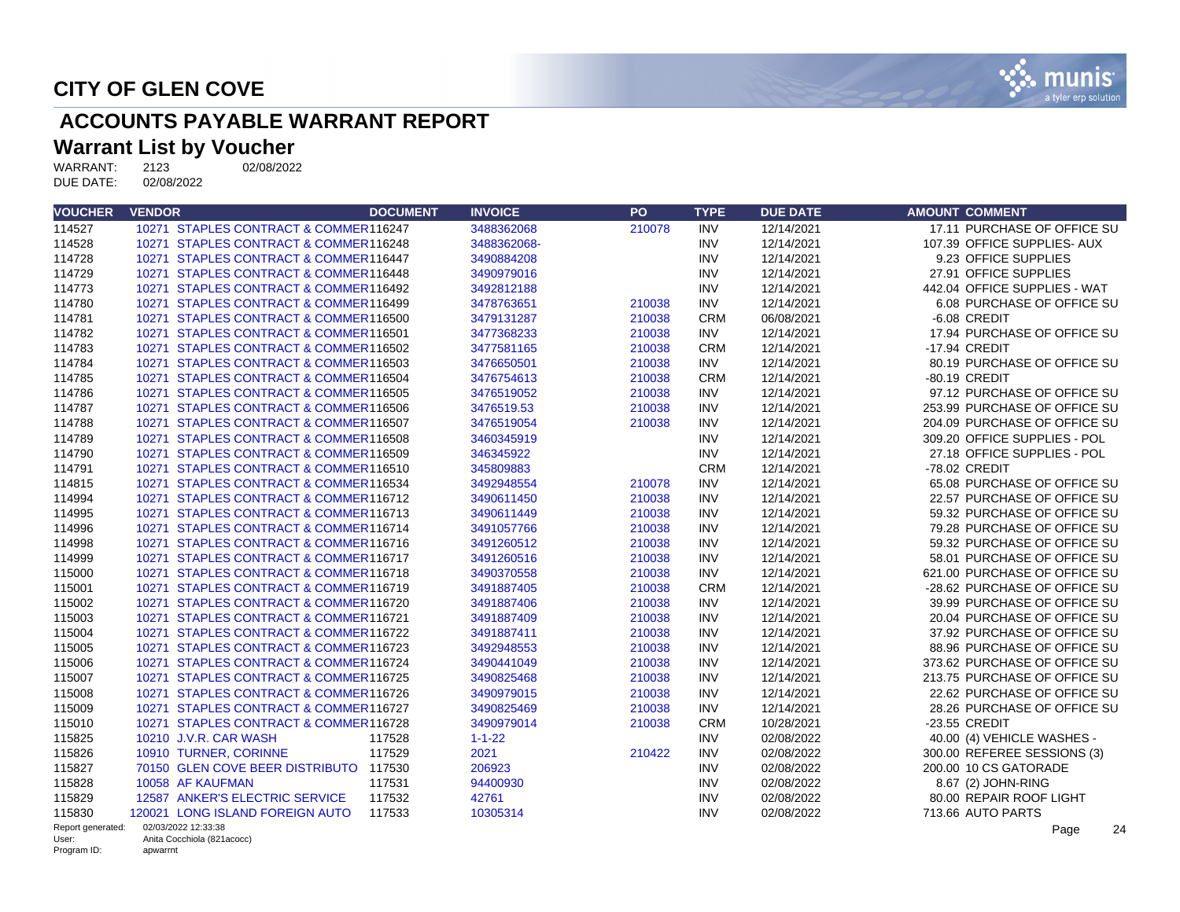# CITY OF GLEN COVE

## ACCOUNTS PAYABLE WARRANT REPORT

### Warrant List by Voucher

WARRANT: 2123 02/08/2022
DUE DATE: 02/08/2022

| VOUCHER | VENDOR | DOCUMENT | INVOICE | PO | TYPE | DUE DATE | AMOUNT | COMMENT |
|---|---|---|---|---|---|---|---|---|
| 114527 | 10271 STAPLES CONTRACT & COMMER | 116247 | 3488362068 | 210078 | INV | 12/14/2021 | 17.11 | PURCHASE OF OFFICE SU |
| 114528 | 10271 STAPLES CONTRACT & COMMER | 116248 | 3488362068- | | INV | 12/14/2021 | 107.39 | OFFICE SUPPLIES- AUX |
| 114728 | 10271 STAPLES CONTRACT & COMMER | 116447 | 3490884208 | | INV | 12/14/2021 | 9.23 | OFFICE SUPPLIES |
| 114729 | 10271 STAPLES CONTRACT & COMMER | 116448 | 3490979016 | | INV | 12/14/2021 | 27.91 | OFFICE SUPPLIES |
| 114773 | 10271 STAPLES CONTRACT & COMMER | 116492 | 3492812188 | | INV | 12/14/2021 | 442.04 | OFFICE SUPPLIES - WAT |
| 114780 | 10271 STAPLES CONTRACT & COMMER | 116499 | 3478763651 | 210038 | INV | 12/14/2021 | 6.08 | PURCHASE OF OFFICE SU |
| 114781 | 10271 STAPLES CONTRACT & COMMER | 116500 | 3479131287 | 210038 | CRM | 06/08/2021 | -6.08 | CREDIT |
| 114782 | 10271 STAPLES CONTRACT & COMMER | 116501 | 3477368233 | 210038 | INV | 12/14/2021 | 17.94 | PURCHASE OF OFFICE SU |
| 114783 | 10271 STAPLES CONTRACT & COMMER | 116502 | 3477581165 | 210038 | CRM | 12/14/2021 | -17.94 | CREDIT |
| 114784 | 10271 STAPLES CONTRACT & COMMER | 116503 | 3476650501 | 210038 | INV | 12/14/2021 | 80.19 | PURCHASE OF OFFICE SU |
| 114785 | 10271 STAPLES CONTRACT & COMMER | 116504 | 3476754613 | 210038 | CRM | 12/14/2021 | -80.19 | CREDIT |
| 114786 | 10271 STAPLES CONTRACT & COMMER | 116505 | 3476519052 | 210038 | INV | 12/14/2021 | 97.12 | PURCHASE OF OFFICE SU |
| 114787 | 10271 STAPLES CONTRACT & COMMER | 116506 | 3476519.53 | 210038 | INV | 12/14/2021 | 253.99 | PURCHASE OF OFFICE SU |
| 114788 | 10271 STAPLES CONTRACT & COMMER | 116507 | 3476519054 | 210038 | INV | 12/14/2021 | 204.09 | PURCHASE OF OFFICE SU |
| 114789 | 10271 STAPLES CONTRACT & COMMER | 116508 | 3460345919 | | INV | 12/14/2021 | 309.20 | OFFICE SUPPLIES - POL |
| 114790 | 10271 STAPLES CONTRACT & COMMER | 116509 | 346345922 | | INV | 12/14/2021 | 27.18 | OFFICE SUPPLIES - POL |
| 114791 | 10271 STAPLES CONTRACT & COMMER | 116510 | 345809883 | | CRM | 12/14/2021 | -78.02 | CREDIT |
| 114815 | 10271 STAPLES CONTRACT & COMMER | 116534 | 3492948554 | 210078 | INV | 12/14/2021 | 65.08 | PURCHASE OF OFFICE SU |
| 114994 | 10271 STAPLES CONTRACT & COMMER | 116712 | 3490611450 | 210038 | INV | 12/14/2021 | 22.57 | PURCHASE OF OFFICE SU |
| 114995 | 10271 STAPLES CONTRACT & COMMER | 116713 | 3490611449 | 210038 | INV | 12/14/2021 | 59.32 | PURCHASE OF OFFICE SU |
| 114996 | 10271 STAPLES CONTRACT & COMMER | 116714 | 3491057766 | 210038 | INV | 12/14/2021 | 79.28 | PURCHASE OF OFFICE SU |
| 114998 | 10271 STAPLES CONTRACT & COMMER | 116716 | 3491260512 | 210038 | INV | 12/14/2021 | 59.32 | PURCHASE OF OFFICE SU |
| 114999 | 10271 STAPLES CONTRACT & COMMER | 116717 | 3491260516 | 210038 | INV | 12/14/2021 | 58.01 | PURCHASE OF OFFICE SU |
| 115000 | 10271 STAPLES CONTRACT & COMMER | 116718 | 3490370558 | 210038 | INV | 12/14/2021 | 621.00 | PURCHASE OF OFFICE SU |
| 115001 | 10271 STAPLES CONTRACT & COMMER | 116719 | 3491887405 | 210038 | CRM | 12/14/2021 | -28.62 | PURCHASE OF OFFICE SU |
| 115002 | 10271 STAPLES CONTRACT & COMMER | 116720 | 3491887406 | 210038 | INV | 12/14/2021 | 39.99 | PURCHASE OF OFFICE SU |
| 115003 | 10271 STAPLES CONTRACT & COMMER | 116721 | 3491887409 | 210038 | INV | 12/14/2021 | 20.04 | PURCHASE OF OFFICE SU |
| 115004 | 10271 STAPLES CONTRACT & COMMER | 116722 | 3491887411 | 210038 | INV | 12/14/2021 | 37.92 | PURCHASE OF OFFICE SU |
| 115005 | 10271 STAPLES CONTRACT & COMMER | 116723 | 3492948553 | 210038 | INV | 12/14/2021 | 88.96 | PURCHASE OF OFFICE SU |
| 115006 | 10271 STAPLES CONTRACT & COMMER | 116724 | 3490441049 | 210038 | INV | 12/14/2021 | 373.62 | PURCHASE OF OFFICE SU |
| 115007 | 10271 STAPLES CONTRACT & COMMER | 116725 | 3490825468 | 210038 | INV | 12/14/2021 | 213.75 | PURCHASE OF OFFICE SU |
| 115008 | 10271 STAPLES CONTRACT & COMMER | 116726 | 3490979015 | 210038 | INV | 12/14/2021 | 22.62 | PURCHASE OF OFFICE SU |
| 115009 | 10271 STAPLES CONTRACT & COMMER | 116727 | 3490825469 | 210038 | INV | 12/14/2021 | 28.26 | PURCHASE OF OFFICE SU |
| 115010 | 10271 STAPLES CONTRACT & COMMER | 116728 | 3490979014 | 210038 | CRM | 10/28/2021 | -23.55 | CREDIT |
| 115825 | 10210 J.V.R. CAR WASH | 117528 | 1-1-22 | | INV | 02/08/2022 | 40.00 | (4) VEHICLE WASHES - |
| 115826 | 10910 TURNER, CORINNE | 117529 | 2021 | 210422 | INV | 02/08/2022 | 300.00 | REFEREE SESSIONS (3) |
| 115827 | 70150 GLEN COVE BEER DISTRIBUTO | 117530 | 206923 | | INV | 02/08/2022 | 200.00 | 10 CS GATORADE |
| 115828 | 10058 AF KAUFMAN | 117531 | 94400930 | | INV | 02/08/2022 | 8.67 | (2) JOHN-RING |
| 115829 | 12587 ANKER'S ELECTRIC SERVICE | 117532 | 42761 | | INV | 02/08/2022 | 80.00 | REPAIR ROOF LIGHT |
| 115830 | 120021 LONG ISLAND FOREIGN AUTO | 117533 | 10305314 | | INV | 02/08/2022 | 713.66 | AUTO PARTS |

Report generated: 02/03/2022 12:33:38
User: Anita Cocchiola (821acocc)
Program ID: apwarrnt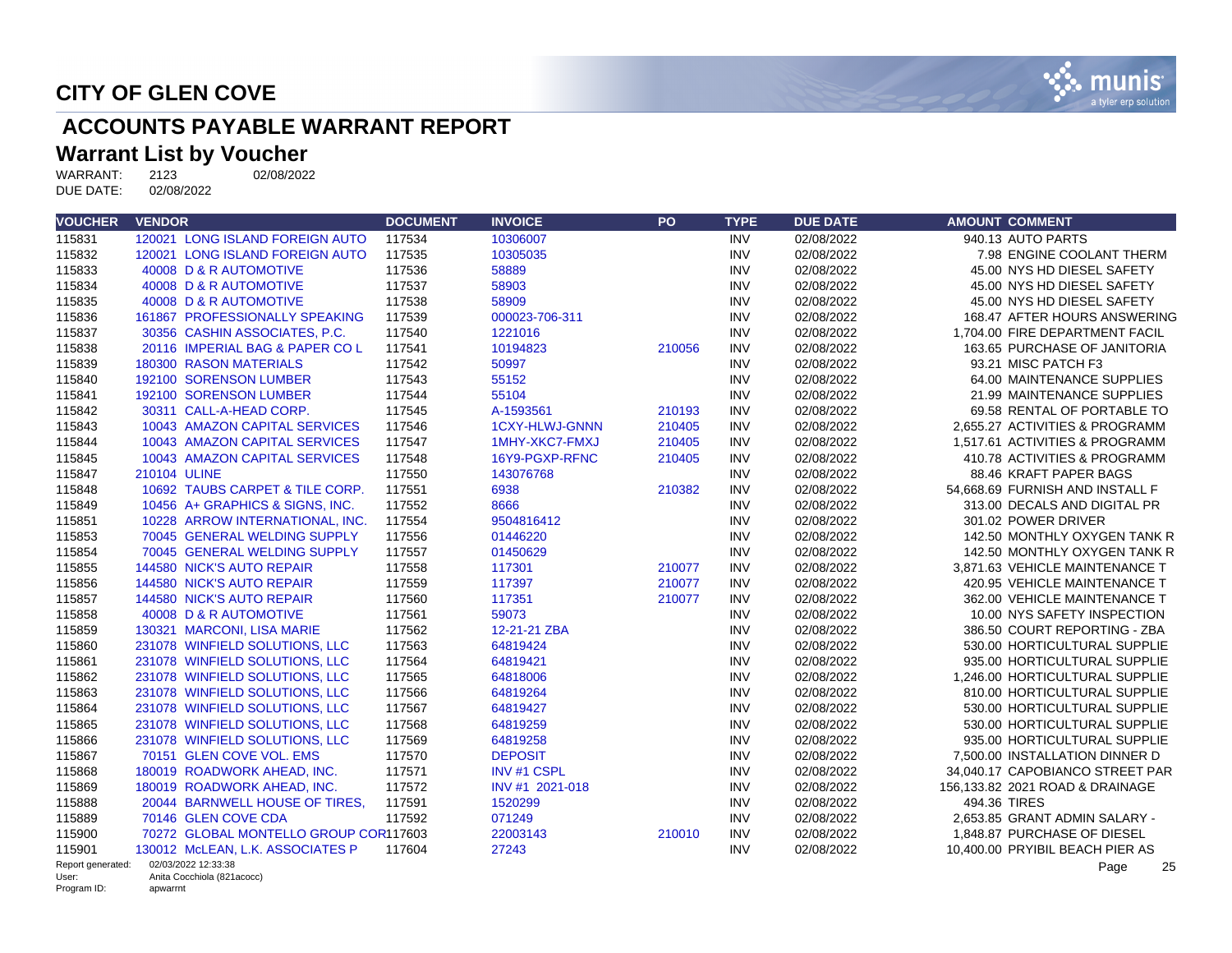# CITY OF GLEN COVE

## ACCOUNTS PAYABLE WARRANT REPORT

### Warrant List by Voucher

WARRANT: 2123 02/08/2022
DUE DATE: 02/08/2022

| VOUCHER | VENDOR | DOCUMENT | INVOICE | PO | TYPE | DUE DATE | AMOUNT | COMMENT |
|---|---|---|---|---|---|---|---|---|
| 115831 | 120021 LONG ISLAND FOREIGN AUTO | 117534 | 10306007 | | INV | 02/08/2022 | 940.13 | AUTO PARTS |
| 115832 | 120021 LONG ISLAND FOREIGN AUTO | 117535 | 10305035 | | INV | 02/08/2022 | 7.98 | ENGINE COOLANT THERM |
| 115833 | 40008 D & R AUTOMOTIVE | 117536 | 58889 | | INV | 02/08/2022 | 45.00 | NYS HD DIESEL SAFETY |
| 115834 | 40008 D & R AUTOMOTIVE | 117537 | 58903 | | INV | 02/08/2022 | 45.00 | NYS HD DIESEL SAFETY |
| 115835 | 40008 D & R AUTOMOTIVE | 117538 | 58909 | | INV | 02/08/2022 | 45.00 | NYS HD DIESEL SAFETY |
| 115836 | 161867 PROFESSIONALLY SPEAKING | 117539 | 000023-706-311 | | INV | 02/08/2022 | 168.47 | AFTER HOURS ANSWERING |
| 115837 | 30356 CASHIN ASSOCIATES, P.C. | 117540 | 1221016 | | INV | 02/08/2022 | 1,704.00 | FIRE DEPARTMENT FACIL |
| 115838 | 20116 IMPERIAL BAG & PAPER CO L | 117541 | 10194823 | 210056 | INV | 02/08/2022 | 163.65 | PURCHASE OF JANITORIA |
| 115839 | 180300 RASON MATERIALS | 117542 | 50997 | | INV | 02/08/2022 | 93.21 | MISC PATCH F3 |
| 115840 | 192100 SORENSON LUMBER | 117543 | 55152 | | INV | 02/08/2022 | 64.00 | MAINTENANCE SUPPLIES |
| 115841 | 192100 SORENSON LUMBER | 117544 | 55104 | | INV | 02/08/2022 | 21.99 | MAINTENANCE SUPPLIES |
| 115842 | 30311 CALL-A-HEAD CORP. | 117545 | A-1593561 | 210193 | INV | 02/08/2022 | 69.58 | RENTAL OF PORTABLE TO |
| 115843 | 10043 AMAZON CAPITAL SERVICES | 117546 | 1CXY-HLWJ-GNNN | 210405 | INV | 02/08/2022 | 2,655.27 | ACTIVITIES & PROGRAMM |
| 115844 | 10043 AMAZON CAPITAL SERVICES | 117547 | 1MHY-XKC7-FMXJ | 210405 | INV | 02/08/2022 | 1,517.61 | ACTIVITIES & PROGRAMM |
| 115845 | 10043 AMAZON CAPITAL SERVICES | 117548 | 16Y9-PGXP-RFNC | 210405 | INV | 02/08/2022 | 410.78 | ACTIVITIES & PROGRAMM |
| 115847 | 210104 ULINE | 117550 | 143076768 | | INV | 02/08/2022 | 88.46 | KRAFT PAPER BAGS |
| 115848 | 10692 TAUBS CARPET & TILE CORP. | 117551 | 6938 | 210382 | INV | 02/08/2022 | 54,668.69 | FURNISH AND INSTALL F |
| 115849 | 10456 A+ GRAPHICS & SIGNS, INC. | 117552 | 8666 | | INV | 02/08/2022 | 313.00 | DECALS AND DIGITAL PR |
| 115851 | 10228 ARROW INTERNATIONAL, INC. | 117554 | 9504816412 | | INV | 02/08/2022 | 301.02 | POWER DRIVER |
| 115853 | 70045 GENERAL WELDING SUPPLY | 117556 | 01446220 | | INV | 02/08/2022 | 142.50 | MONTHLY OXYGEN TANK R |
| 115854 | 70045 GENERAL WELDING SUPPLY | 117557 | 01450629 | | INV | 02/08/2022 | 142.50 | MONTHLY OXYGEN TANK R |
| 115855 | 144580 NICK'S AUTO REPAIR | 117558 | 117301 | 210077 | INV | 02/08/2022 | 3,871.63 | VEHICLE MAINTENANCE T |
| 115856 | 144580 NICK'S AUTO REPAIR | 117559 | 117397 | 210077 | INV | 02/08/2022 | 420.95 | VEHICLE MAINTENANCE T |
| 115857 | 144580 NICK'S AUTO REPAIR | 117560 | 117351 | 210077 | INV | 02/08/2022 | 362.00 | VEHICLE MAINTENANCE T |
| 115858 | 40008 D & R AUTOMOTIVE | 117561 | 59073 | | INV | 02/08/2022 | 10.00 | NYS SAFETY INSPECTION |
| 115859 | 130321 MARCONI, LISA MARIE | 117562 | 12-21-21 ZBA | | INV | 02/08/2022 | 386.50 | COURT REPORTING - ZBA |
| 115860 | 231078 WINFIELD SOLUTIONS, LLC | 117563 | 64819424 | | INV | 02/08/2022 | 530.00 | HORTICULTURAL SUPPLIE |
| 115861 | 231078 WINFIELD SOLUTIONS, LLC | 117564 | 64819421 | | INV | 02/08/2022 | 935.00 | HORTICULTURAL SUPPLIE |
| 115862 | 231078 WINFIELD SOLUTIONS, LLC | 117565 | 64818006 | | INV | 02/08/2022 | 1,246.00 | HORTICULTURAL SUPPLIE |
| 115863 | 231078 WINFIELD SOLUTIONS, LLC | 117566 | 64819264 | | INV | 02/08/2022 | 810.00 | HORTICULTURAL SUPPLIE |
| 115864 | 231078 WINFIELD SOLUTIONS, LLC | 117567 | 64819427 | | INV | 02/08/2022 | 530.00 | HORTICULTURAL SUPPLIE |
| 115865 | 231078 WINFIELD SOLUTIONS, LLC | 117568 | 64819259 | | INV | 02/08/2022 | 530.00 | HORTICULTURAL SUPPLIE |
| 115866 | 231078 WINFIELD SOLUTIONS, LLC | 117569 | 64819258 | | INV | 02/08/2022 | 935.00 | HORTICULTURAL SUPPLIE |
| 115867 | 70151 GLEN COVE VOL. EMS | 117570 | DEPOSIT | | INV | 02/08/2022 | 7,500.00 | INSTALLATION DINNER D |
| 115868 | 180019 ROADWORK AHEAD, INC. | 117571 | INV #1 CSPL | | INV | 02/08/2022 | 34,040.17 | CAPOBIANCO STREET PAR |
| 115869 | 180019 ROADWORK AHEAD, INC. | 117572 | INV #1 2021-018 | | INV | 02/08/2022 | 156,133.82 | 2021 ROAD & DRAINAGE |
| 115888 | 20044 BARNWELL HOUSE OF TIRES, | 117591 | 1520299 | | INV | 02/08/2022 | 494.36 | TIRES |
| 115889 | 70146 GLEN COVE CDA | 117592 | 071249 | | INV | 02/08/2022 | 2,653.85 | GRANT ADMIN SALARY - |
| 115900 | 70272 GLOBAL MONTELLO GROUP COR | 117603 | 22003143 | 210010 | INV | 02/08/2022 | 1,848.87 | PURCHASE OF DIESEL |
| 115901 | 130012 McLEAN, L.K. ASSOCIATES P | 117604 | 27243 | | INV | 02/08/2022 | 10,400.00 | PRYIBIL BEACH PIER AS |

Report generated: 02/03/2022 12:33:38
User: Anita Cocchiola (821acocc)
Program ID: apwarrnt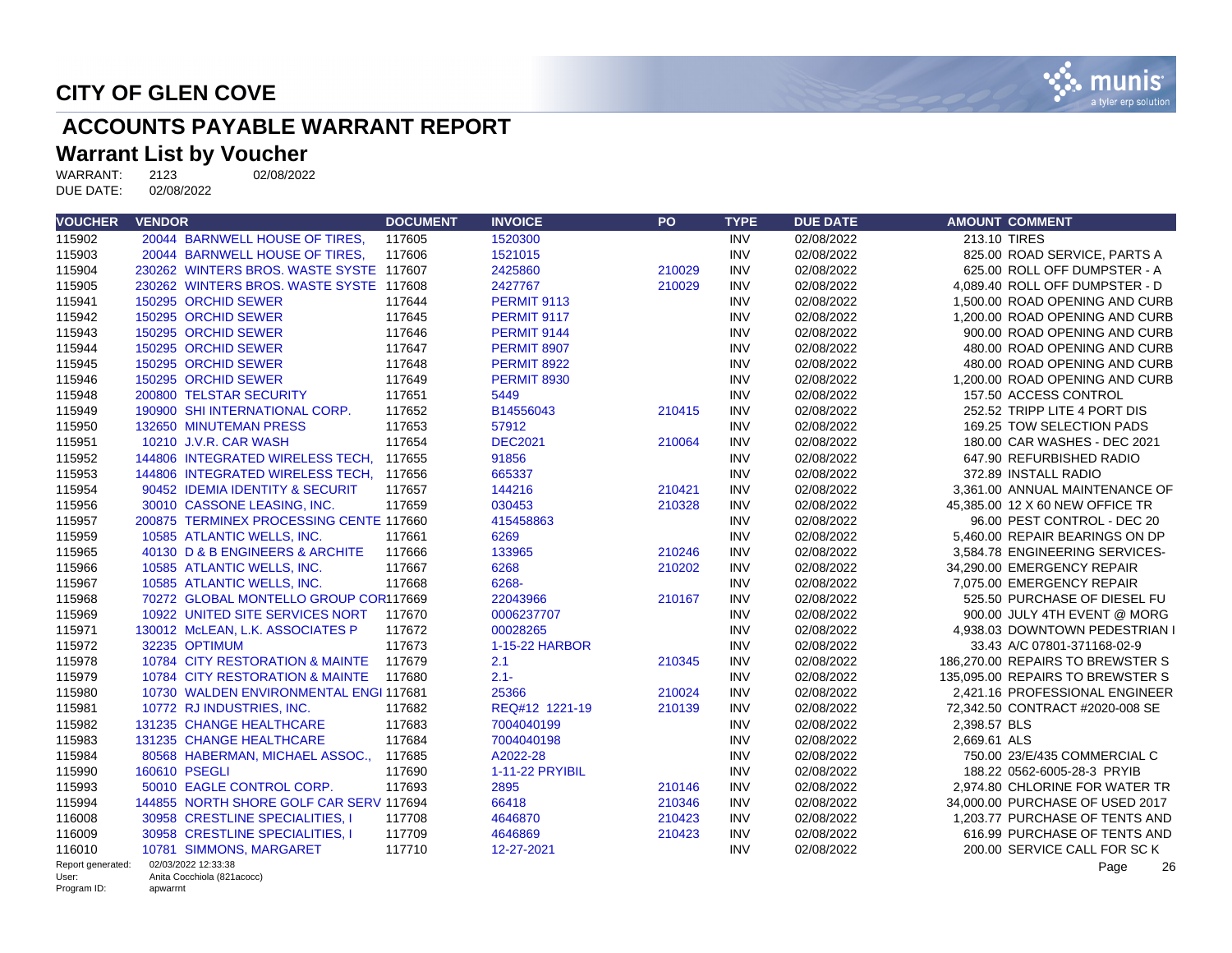# CITY OF GLEN COVE

## ACCOUNTS PAYABLE WARRANT REPORT

## Warrant List by Voucher

WARRANT: 2123 02/08/2022
DUE DATE: 02/08/2022

| VOUCHER | VENDOR | DOCUMENT | INVOICE | PO | TYPE | DUE DATE | AMOUNT | COMMENT |
|---|---|---|---|---|---|---|---|---|
| 115902 | 20044 BARNWELL HOUSE OF TIRES, | 117605 | 1520300 | | INV | 02/08/2022 | 213.10 | TIRES |
| 115903 | 20044 BARNWELL HOUSE OF TIRES, | 117606 | 1521015 | | INV | 02/08/2022 | 825.00 | ROAD SERVICE, PARTS A |
| 115904 | 230262 WINTERS BROS. WASTE SYSTE | 117607 | 2425860 | 210029 | INV | 02/08/2022 | 625.00 | ROLL OFF DUMPSTER - A |
| 115905 | 230262 WINTERS BROS. WASTE SYSTE | 117608 | 2427767 | 210029 | INV | 02/08/2022 | 4,089.40 | ROLL OFF DUMPSTER - D |
| 115941 | 150295 ORCHID SEWER | 117644 | PERMIT 9113 | | INV | 02/08/2022 | 1,500.00 | ROAD OPENING AND CURB |
| 115942 | 150295 ORCHID SEWER | 117645 | PERMIT 9117 | | INV | 02/08/2022 | 1,200.00 | ROAD OPENING AND CURB |
| 115943 | 150295 ORCHID SEWER | 117646 | PERMIT 9144 | | INV | 02/08/2022 | 900.00 | ROAD OPENING AND CURB |
| 115944 | 150295 ORCHID SEWER | 117647 | PERMIT 8907 | | INV | 02/08/2022 | 480.00 | ROAD OPENING AND CURB |
| 115945 | 150295 ORCHID SEWER | 117648 | PERMIT 8922 | | INV | 02/08/2022 | 480.00 | ROAD OPENING AND CURB |
| 115946 | 150295 ORCHID SEWER | 117649 | PERMIT 8930 | | INV | 02/08/2022 | 1,200.00 | ROAD OPENING AND CURB |
| 115948 | 200800 TELSTAR SECURITY | 117651 | 5449 | | INV | 02/08/2022 | 157.50 | ACCESS CONTROL |
| 115949 | 190900 SHI INTERNATIONAL CORP. | 117652 | B14556043 | 210415 | INV | 02/08/2022 | 252.52 | TRIPP LITE 4 PORT DIS |
| 115950 | 132650 MINUTEMAN PRESS | 117653 | 57912 | | INV | 02/08/2022 | 169.25 | TOW SELECTION PADS |
| 115951 | 10210 J.V.R. CAR WASH | 117654 | DEC2021 | 210064 | INV | 02/08/2022 | 180.00 | CAR WASHES - DEC 2021 |
| 115952 | 144806 INTEGRATED WIRELESS TECH, | 117655 | 91856 | | INV | 02/08/2022 | 647.90 | REFURBISHED RADIO |
| 115953 | 144806 INTEGRATED WIRELESS TECH, | 117656 | 665337 | | INV | 02/08/2022 | 372.89 | INSTALL RADIO |
| 115954 | 90452 IDEMIA IDENTITY & SECURIT | 117657 | 144216 | 210421 | INV | 02/08/2022 | 3,361.00 | ANNUAL MAINTENANCE OF |
| 115956 | 30010 CASSONE LEASING, INC. | 117659 | 030453 | 210328 | INV | 02/08/2022 | 45,385.00 | 12 X 60 NEW OFFICE TR |
| 115957 | 200875 TERMINEX PROCESSING CENTE | 117660 | 415458863 | | INV | 02/08/2022 | 96.00 | PEST CONTROL - DEC 20 |
| 115959 | 10585 ATLANTIC WELLS, INC. | 117661 | 6269 | | INV | 02/08/2022 | 5,460.00 | REPAIR BEARINGS ON DP |
| 115965 | 40130 D & B ENGINEERS & ARCHITE | 117666 | 133965 | 210246 | INV | 02/08/2022 | 3,584.78 | ENGINEERING SERVICES- |
| 115966 | 10585 ATLANTIC WELLS, INC. | 117667 | 6268 | 210202 | INV | 02/08/2022 | 34,290.00 | EMERGENCY REPAIR |
| 115967 | 10585 ATLANTIC WELLS, INC. | 117668 | 6268- | | INV | 02/08/2022 | 7,075.00 | EMERGENCY REPAIR |
| 115968 | 70272 GLOBAL MONTELLO GROUP COR | 117669 | 22043966 | 210167 | INV | 02/08/2022 | 525.50 | PURCHASE OF DIESEL FU |
| 115969 | 10922 UNITED SITE SERVICES NORT | 117670 | 0006237707 | | INV | 02/08/2022 | 900.00 | JULY 4TH EVENT @ MORG |
| 115971 | 130012 McLEAN, L.K. ASSOCIATES P | 117672 | 00028265 | | INV | 02/08/2022 | 4,938.03 | DOWNTOWN PEDESTRIAN I |
| 115972 | 32235 OPTIMUM | 117673 | 1-15-22 HARBOR | | INV | 02/08/2022 | 33.43 | A/C 07801-371168-02-9 |
| 115978 | 10784 CITY RESTORATION & MAINTE | 117679 | 2.1 | 210345 | INV | 02/08/2022 | 186,270.00 | REPAIRS TO BREWSTER S |
| 115979 | 10784 CITY RESTORATION & MAINTE | 117680 | 2.1- | | INV | 02/08/2022 | 135,095.00 | REPAIRS TO BREWSTER S |
| 115980 | 10730 WALDEN ENVIRONMENTAL ENGI | 117681 | 25366 | 210024 | INV | 02/08/2022 | 2,421.16 | PROFESSIONAL ENGINEER |
| 115981 | 10772 RJ INDUSTRIES, INC. | 117682 | REQ#12 1221-19 | 210139 | INV | 02/08/2022 | 72,342.50 | CONTRACT #2020-008 SE |
| 115982 | 131235 CHANGE HEALTHCARE | 117683 | 7004040199 | | INV | 02/08/2022 | 2,398.57 | BLS |
| 115983 | 131235 CHANGE HEALTHCARE | 117684 | 7004040198 | | INV | 02/08/2022 | 2,669.61 | ALS |
| 115984 | 80568 HABERMAN, MICHAEL ASSOC., | 117685 | A2022-28 | | INV | 02/08/2022 | 750.00 | 23/E/435 COMMERCIAL C |
| 115990 | 160610 PSEGLI | 117690 | 1-11-22 PRYIBIL | | INV | 02/08/2022 | 188.22 | 0562-6005-28-3 PRYIB |
| 115993 | 50010 EAGLE CONTROL CORP. | 117693 | 2895 | 210146 | INV | 02/08/2022 | 2,974.80 | CHLORINE FOR WATER TR |
| 115994 | 144855 NORTH SHORE GOLF CAR SERV | 117694 | 66418 | 210346 | INV | 02/08/2022 | 34,000.00 | PURCHASE OF USED 2017 |
| 116008 | 30958 CRESTLINE SPECIALITIES, I | 117708 | 4646870 | 210423 | INV | 02/08/2022 | 1,203.77 | PURCHASE OF TENTS AND |
| 116009 | 30958 CRESTLINE SPECIALITIES, I | 117709 | 4646869 | 210423 | INV | 02/08/2022 | 616.99 | PURCHASE OF TENTS AND |
| 116010 | 10781 SIMMONS, MARGARET | 117710 | 12-27-2021 | | INV | 02/08/2022 | 200.00 | SERVICE CALL FOR SC K |

Report generated: 02/03/2022 12:33:38
User: Anita Cocchiola (821acocc)
Program ID: apwarrnt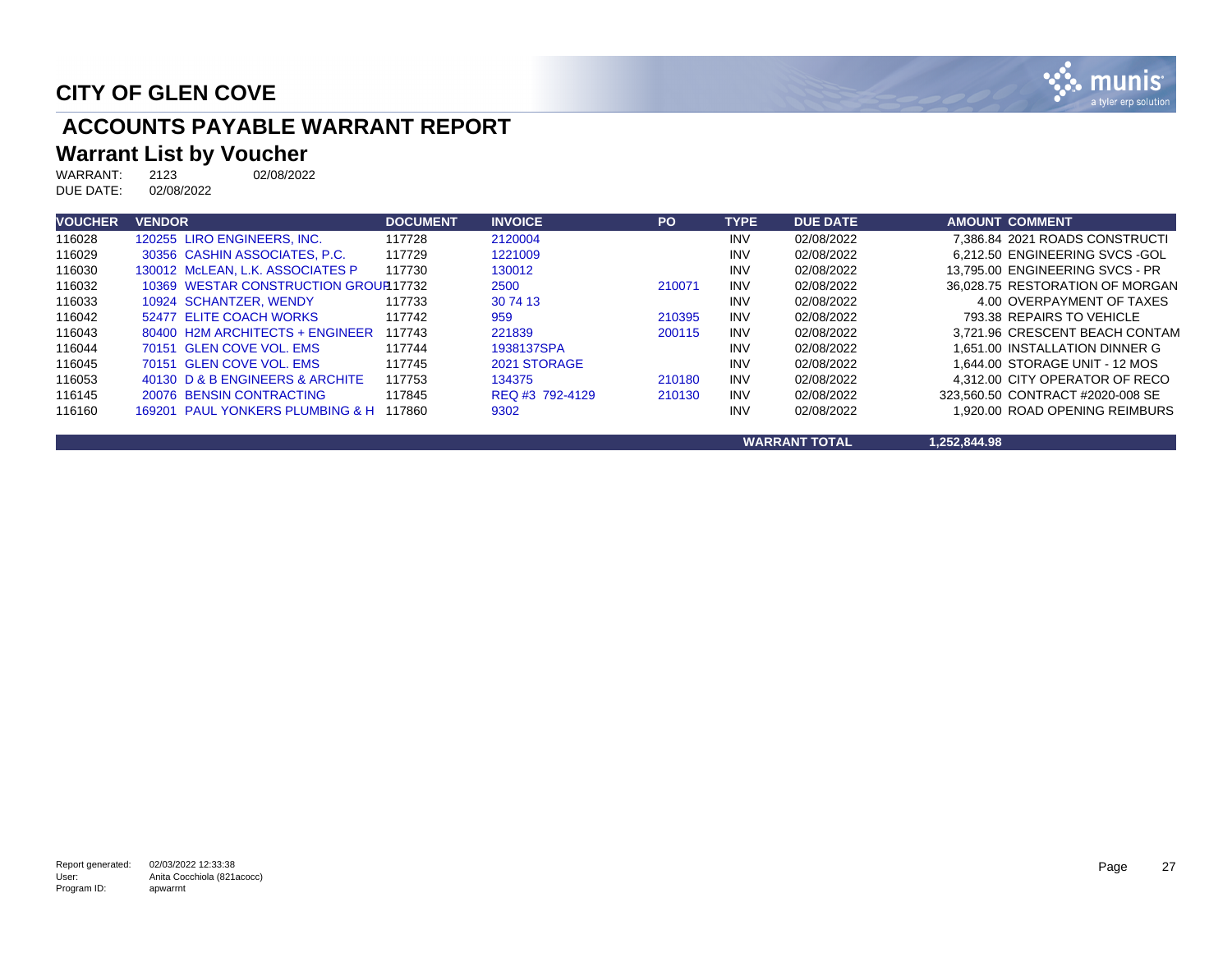# CITY OF GLEN COVE

## ACCOUNTS PAYABLE WARRANT REPORT

### Warrant List by Voucher

WARRANT: 2123 02/08/2022
DUE DATE: 02/08/2022

| VOUCHER | VENDOR | DOCUMENT | INVOICE | PO | TYPE | DUE DATE | AMOUNT | COMMENT |
|---|---|---|---|---|---|---|---|---|
| 116028 | 120255 LIRO ENGINEERS, INC. | 117728 | 2120004 | | INV | 02/08/2022 | 7,386.84 | 2021 ROADS CONSTRUCTI |
| 116029 | 30356 CASHIN ASSOCIATES, P.C. | 117729 | 1221009 | | INV | 02/08/2022 | 6,212.50 | ENGINEERING SVCS -GOL |
| 116030 | 130012 McLEAN, L.K. ASSOCIATES P | 117730 | 130012 | | INV | 02/08/2022 | 13,795.00 | ENGINEERING SVCS - PR |
| 116032 | 10369 WESTAR CONSTRUCTION GROUP | 117732 | 2500 | 210071 | INV | 02/08/2022 | 36,028.75 | RESTORATION OF MORGAN |
| 116033 | 10924 SCHANTZER, WENDY | 117733 | 30 74 13 | | INV | 02/08/2022 | 4.00 | OVERPAYMENT OF TAXES |
| 116042 | 52477 ELITE COACH WORKS | 117742 | 959 | 210395 | INV | 02/08/2022 | 793.38 | REPAIRS TO VEHICLE |
| 116043 | 80400 H2M ARCHITECTS + ENGINEER | 117743 | 221839 | 200115 | INV | 02/08/2022 | 3,721.96 | CRESCENT BEACH CONTAM |
| 116044 | 70151 GLEN COVE VOL. EMS | 117744 | 1938137SPA | | INV | 02/08/2022 | 1,651.00 | INSTALLATION DINNER G |
| 116045 | 70151 GLEN COVE VOL. EMS | 117745 | 2021 STORAGE | | INV | 02/08/2022 | 1,644.00 | STORAGE UNIT - 12 MOS |
| 116053 | 40130 D & B ENGINEERS & ARCHITE | 117753 | 134375 | 210180 | INV | 02/08/2022 | 4,312.00 | CITY OPERATOR OF RECO |
| 116145 | 20076 BENSIN CONTRACTING | 117845 | REQ #3 792-4129 | 210130 | INV | 02/08/2022 | 323,560.50 | CONTRACT #2020-008 SE |
| 116160 | 169201 PAUL YONKERS PLUMBING & H | 117860 | 9302 | | INV | 02/08/2022 | 1,920.00 | ROAD OPENING REIMBURS |
| | | | | | | **WARRANT TOTAL** | **1,252,844.98** | |

Report generated: 02/03/2022 12:33:38
User: Anita Cocchiola (821acocc)
Program ID: apwarrnt